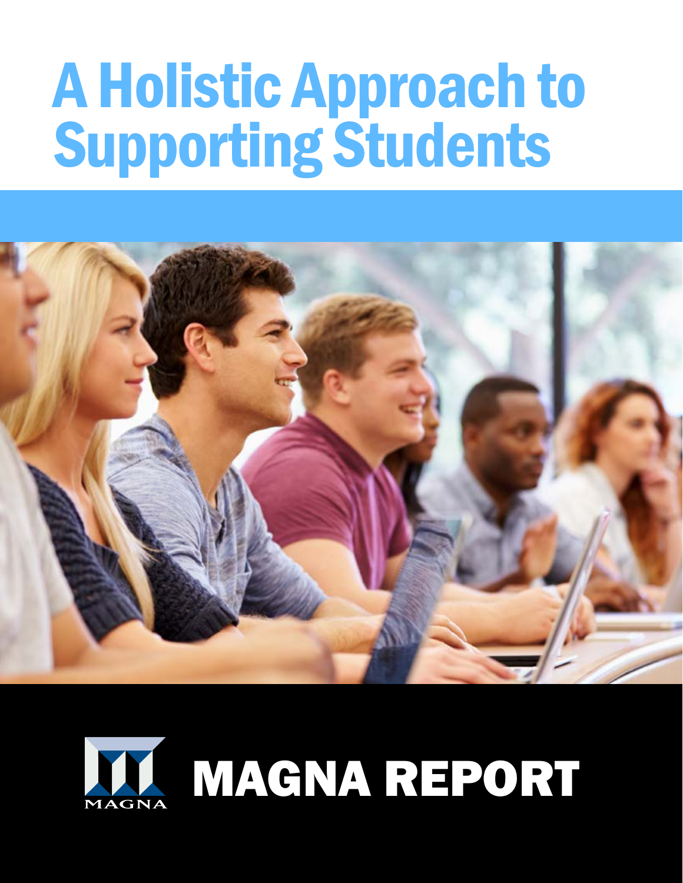# A Holistic Approach to Supporting Students

MAGNA

MAGNA REPORT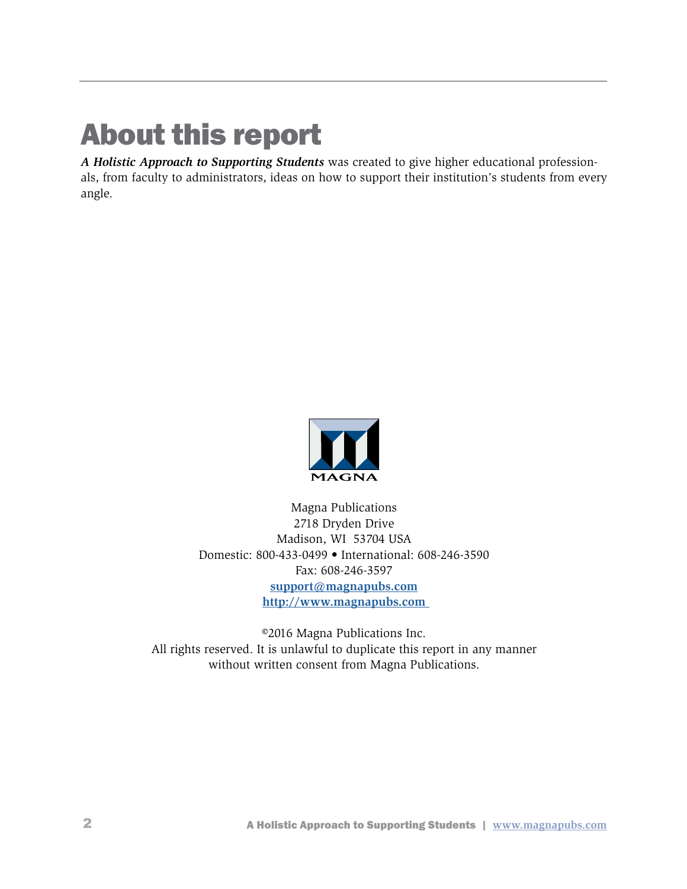# About this report

***A Holistic Approach to Supporting Students*** was created to give higher educational professionals, from faculty to administrators, ideas on how to support their institution's students from every angle.

MAGNA

Magna Publications
2718 Dryden Drive
Madison, WI 53704 USA
Domestic: 800-433-0499 • International: 608-246-3590
Fax: 608-246-3597
support@magnapubs.com
http://www.magnapubs.com

©2016 Magna Publications Inc.
All rights reserved. It is unlawful to duplicate this report in any manner without written consent from Magna Publications.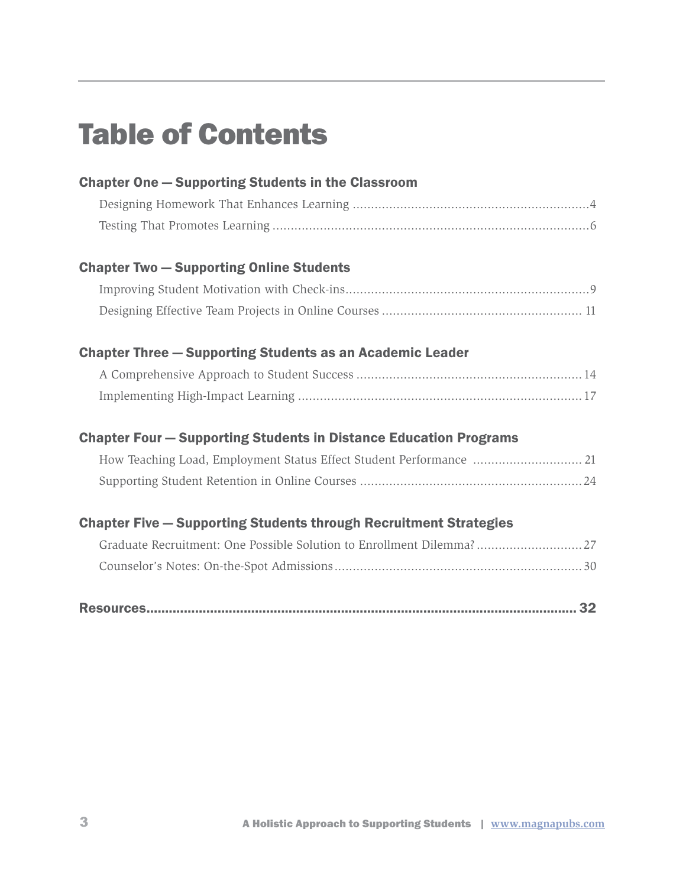# Table of Contents

**Chapter One — Supporting Students in the Classroom**

Designing Homework That Enhances Learning ........................................ 4

Testing That Promotes Learning ........................................ 6

**Chapter Two — Supporting Online Students**

Improving Student Motivation with Check-ins........................................ 9

Designing Effective Team Projects in Online Courses ........................................ 11

**Chapter Three — Supporting Students as an Academic Leader**

A Comprehensive Approach to Student Success ........................................ 14

Implementing High-Impact Learning ........................................ 17

**Chapter Four — Supporting Students in Distance Education Programs**

How Teaching Load, Employment Status Effect Student Performance ........................................ 21

Supporting Student Retention in Online Courses ........................................ 24

**Chapter Five — Supporting Students through Recruitment Strategies**

Graduate Recruitment: One Possible Solution to Enrollment Dilemma? ........................................ 27

Counselor's Notes: On-the-Spot Admissions........................................ 30

**Resources........................................ 32**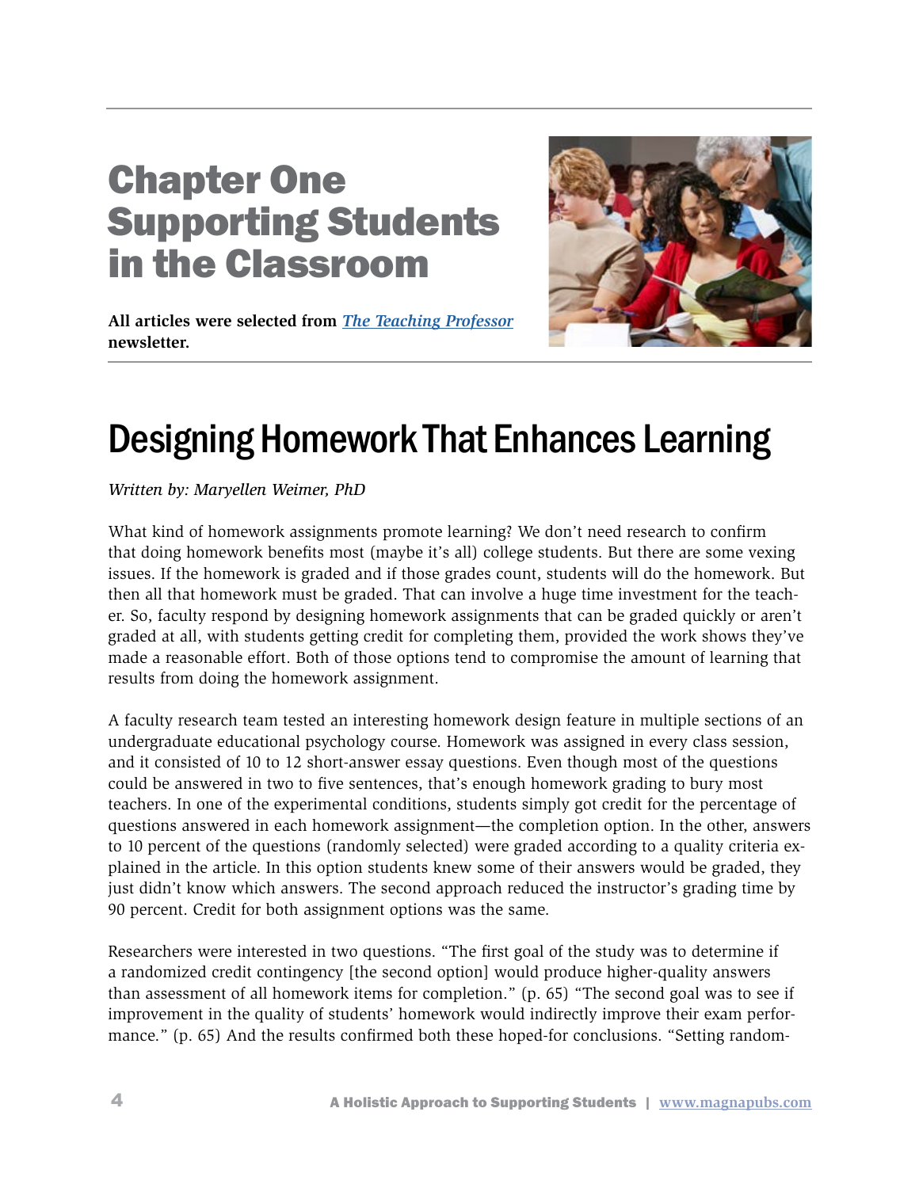# Chapter One Supporting Students in the Classroom

**All articles were selected from *The Teaching Professor* newsletter.**

## Designing Homework That Enhances Learning

*Written by: Maryellen Weimer, PhD*

What kind of homework assignments promote learning? We don't need research to confirm that doing homework benefits most (maybe it's all) college students. But there are some vexing issues. If the homework is graded and if those grades count, students will do the homework. But then all that homework must be graded. That can involve a huge time investment for the teacher. So, faculty respond by designing homework assignments that can be graded quickly or aren't graded at all, with students getting credit for completing them, provided the work shows they've made a reasonable effort. Both of those options tend to compromise the amount of learning that results from doing the homework assignment.

A faculty research team tested an interesting homework design feature in multiple sections of an undergraduate educational psychology course. Homework was assigned in every class session, and it consisted of 10 to 12 short-answer essay questions. Even though most of the questions could be answered in two to five sentences, that's enough homework grading to bury most teachers. In one of the experimental conditions, students simply got credit for the percentage of questions answered in each homework assignment—the completion option. In the other, answers to 10 percent of the questions (randomly selected) were graded according to a quality criteria explained in the article. In this option students knew some of their answers would be graded, they just didn't know which answers. The second approach reduced the instructor's grading time by 90 percent. Credit for both assignment options was the same.

Researchers were interested in two questions. "The first goal of the study was to determine if a randomized credit contingency [the second option] would produce higher-quality answers than assessment of all homework items for completion." (p. 65) "The second goal was to see if improvement in the quality of students' homework would indirectly improve their exam performance." (p. 65) And the results confirmed both these hoped-for conclusions. "Setting random-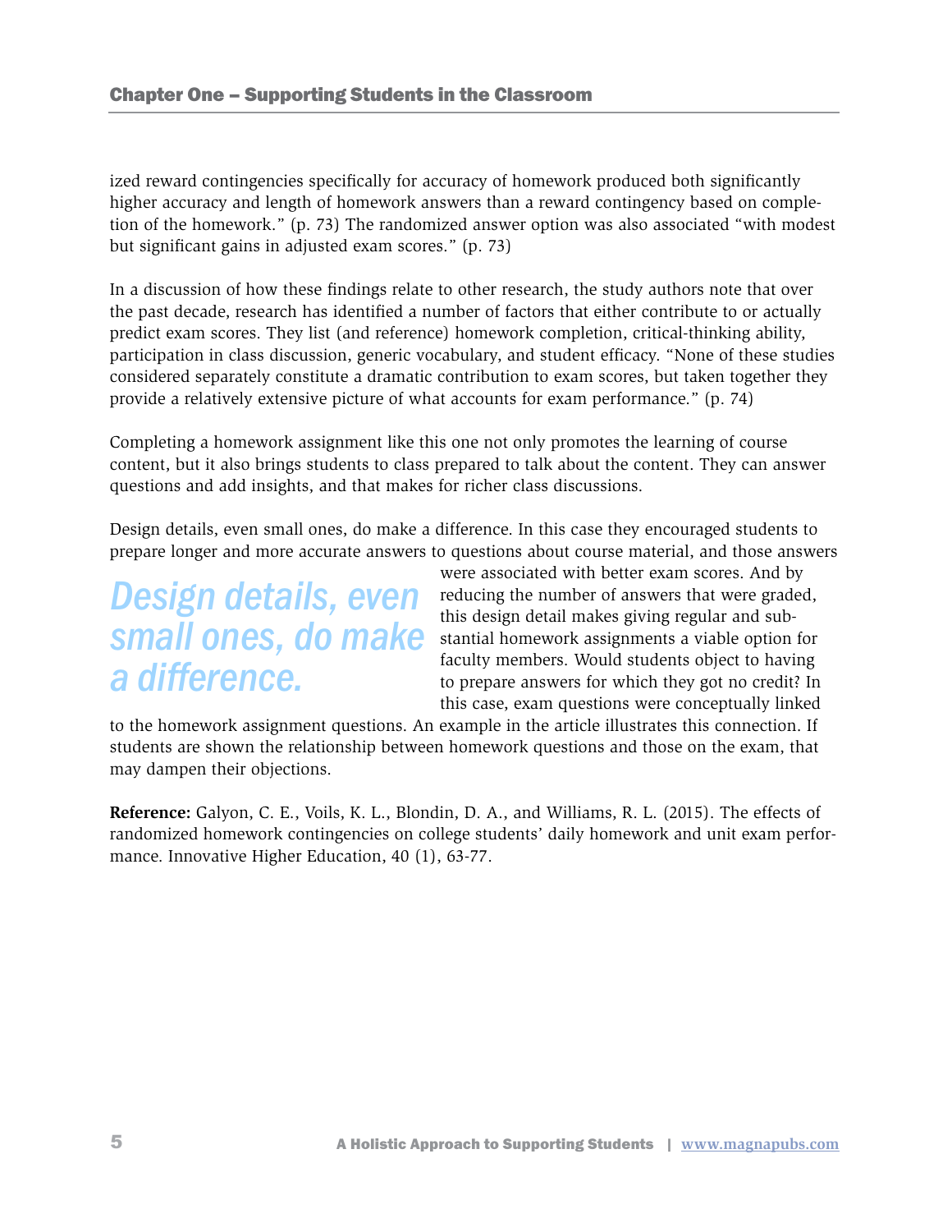ized reward contingencies specifically for accuracy of homework produced both significantly higher accuracy and length of homework answers than a reward contingency based on completion of the homework." (p. 73) The randomized answer option was also associated "with modest but significant gains in adjusted exam scores." (p. 73)

In a discussion of how these findings relate to other research, the study authors note that over the past decade, research has identified a number of factors that either contribute to or actually predict exam scores. They list (and reference) homework completion, critical-thinking ability, participation in class discussion, generic vocabulary, and student efficacy. "None of these studies considered separately constitute a dramatic contribution to exam scores, but taken together they provide a relatively extensive picture of what accounts for exam performance." (p. 74)

Completing a homework assignment like this one not only promotes the learning of course content, but it also brings students to class prepared to talk about the content. They can answer questions and add insights, and that makes for richer class discussions.

Design details, even small ones, do make a difference. In this case they encouraged students to prepare longer and more accurate answers to questions about course material, and those answers were associated with better exam scores. And by reducing the number of answers that were graded, this design detail makes giving regular and substantial homework assignments a viable option for faculty members. Would students object to having to prepare answers for which they got no credit? In this case, exam questions were conceptually linked to the homework assignment questions. An example in the article illustrates this connection. If students are shown the relationship between homework questions and those on the exam, that may dampen their objections.

> *Design details, even small ones, do make a difference.*

**Reference:** Galyon, C. E., Voils, K. L., Blondin, D. A., and Williams, R. L. (2015). The effects of randomized homework contingencies on college students' daily homework and unit exam performance. Innovative Higher Education, 40 (1), 63-77.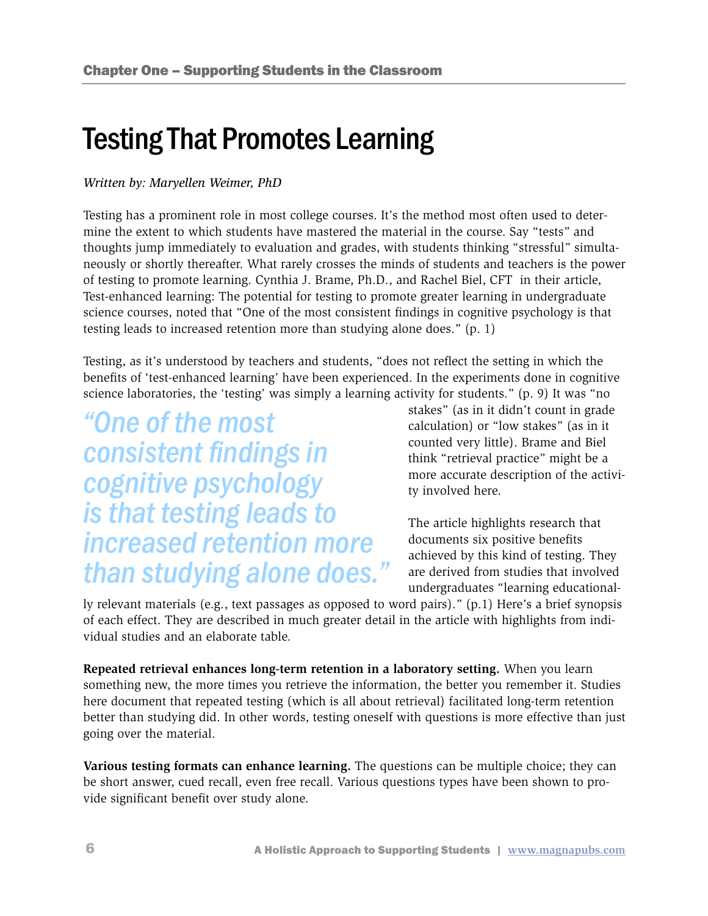# Testing That Promotes Learning

*Written by: Maryellen Weimer, PhD*

Testing has a prominent role in most college courses. It's the method most often used to determine the extent to which students have mastered the material in the course. Say "tests" and thoughts jump immediately to evaluation and grades, with students thinking "stressful" simultaneously or shortly thereafter. What rarely crosses the minds of students and teachers is the power of testing to promote learning. Cynthia J. Brame, Ph.D., and Rachel Biel, CFT in their article, Test-enhanced learning: The potential for testing to promote greater learning in undergraduate science courses, noted that "One of the most consistent findings in cognitive psychology is that testing leads to increased retention more than studying alone does." (p. 1)

Testing, as it's understood by teachers and students, "does not reflect the setting in which the benefits of 'test-enhanced learning' have been experienced. In the experiments done in cognitive science laboratories, the 'testing' was simply a learning activity for students." (p. 9) It was "no stakes" (as in it didn't count in grade calculation) or "low stakes" (as in it counted very little). Brame and Biel think "retrieval practice" might be a more accurate description of the activity involved here.

> *"One of the most consistent findings in cognitive psychology is that testing leads to increased retention more than studying alone does."*

The article highlights research that documents six positive benefits achieved by this kind of testing. They are derived from studies that involved undergraduates "learning educationally relevant materials (e.g., text passages as opposed to word pairs)." (p.1) Here's a brief synopsis of each effect. They are described in much greater detail in the article with highlights from individual studies and an elaborate table.

**Repeated retrieval enhances long-term retention in a laboratory setting.** When you learn something new, the more times you retrieve the information, the better you remember it. Studies here document that repeated testing (which is all about retrieval) facilitated long-term retention better than studying did. In other words, testing oneself with questions is more effective than just going over the material.

**Various testing formats can enhance learning.** The questions can be multiple choice; they can be short answer, cued recall, even free recall. Various questions types have been shown to provide significant benefit over study alone.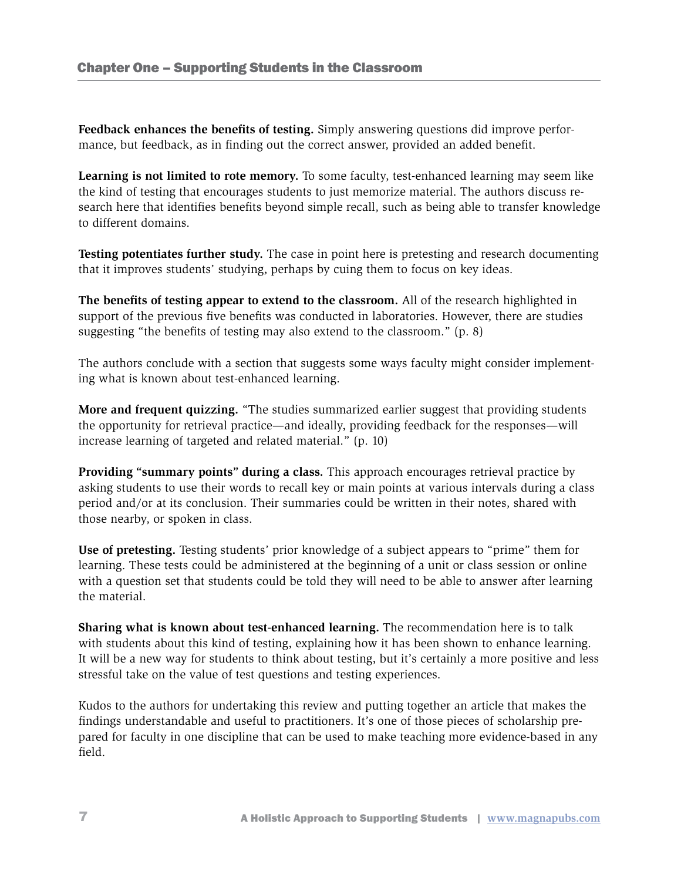**Feedback enhances the benefits of testing.** Simply answering questions did improve performance, but feedback, as in finding out the correct answer, provided an added benefit.

**Learning is not limited to rote memory.** To some faculty, test-enhanced learning may seem like the kind of testing that encourages students to just memorize material. The authors discuss research here that identifies benefits beyond simple recall, such as being able to transfer knowledge to different domains.

**Testing potentiates further study.** The case in point here is pretesting and research documenting that it improves students' studying, perhaps by cuing them to focus on key ideas.

**The benefits of testing appear to extend to the classroom.** All of the research highlighted in support of the previous five benefits was conducted in laboratories. However, there are studies suggesting "the benefits of testing may also extend to the classroom." (p. 8)

The authors conclude with a section that suggests some ways faculty might consider implementing what is known about test-enhanced learning.

**More and frequent quizzing.** "The studies summarized earlier suggest that providing students the opportunity for retrieval practice—and ideally, providing feedback for the responses—will increase learning of targeted and related material." (p. 10)

**Providing "summary points" during a class.** This approach encourages retrieval practice by asking students to use their words to recall key or main points at various intervals during a class period and/or at its conclusion. Their summaries could be written in their notes, shared with those nearby, or spoken in class.

**Use of pretesting.** Testing students' prior knowledge of a subject appears to "prime" them for learning. These tests could be administered at the beginning of a unit or class session or online with a question set that students could be told they will need to be able to answer after learning the material.

**Sharing what is known about test-enhanced learning.** The recommendation here is to talk with students about this kind of testing, explaining how it has been shown to enhance learning. It will be a new way for students to think about testing, but it's certainly a more positive and less stressful take on the value of test questions and testing experiences.

Kudos to the authors for undertaking this review and putting together an article that makes the findings understandable and useful to practitioners. It's one of those pieces of scholarship prepared for faculty in one discipline that can be used to make teaching more evidence-based in any field.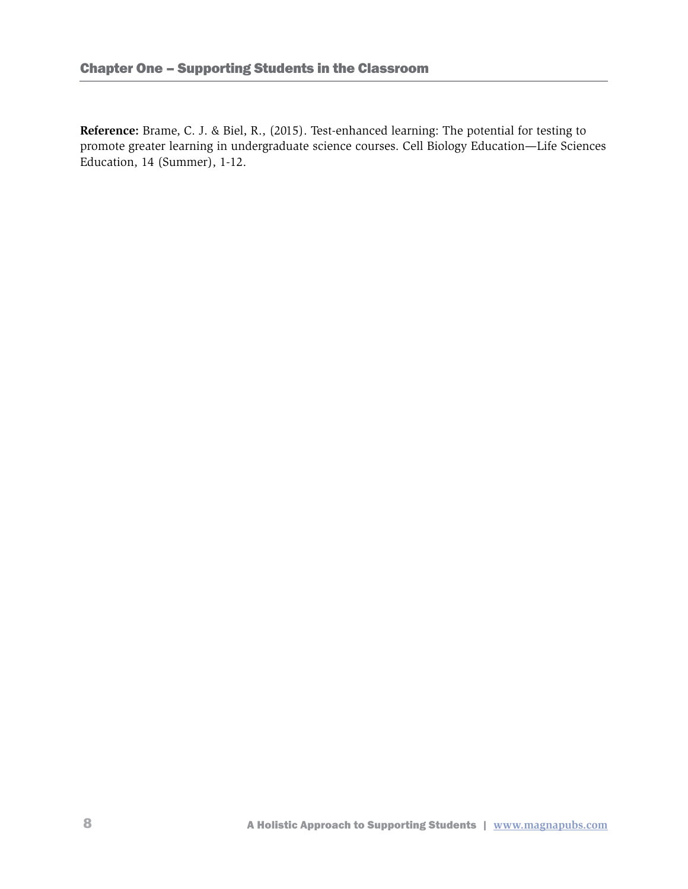**Reference:** Brame, C. J. & Biel, R., (2015). Test-enhanced learning: The potential for testing to promote greater learning in undergraduate science courses. Cell Biology Education—Life Sciences Education, 14 (Summer), 1-12.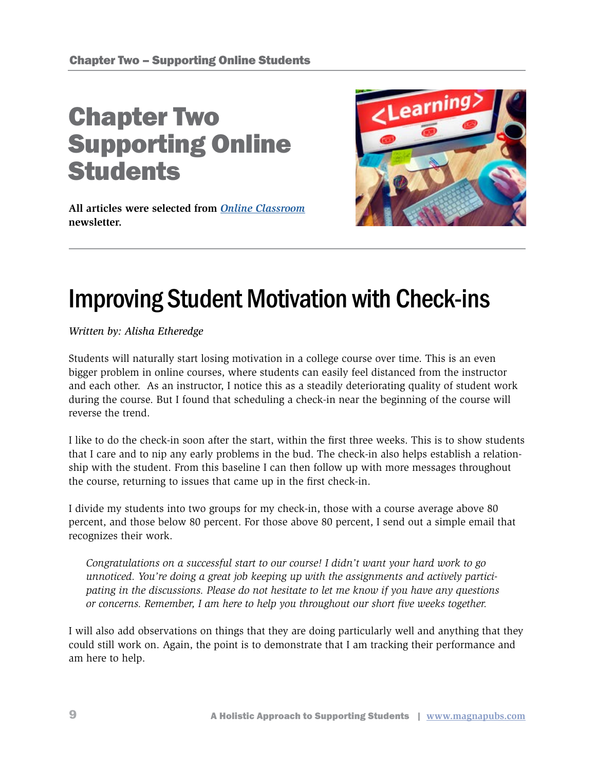# Chapter Two Supporting Online Students

**All articles were selected from *Online Classroom* newsletter.**

## Improving Student Motivation with Check-ins

*Written by: Alisha Etheredge*

Students will naturally start losing motivation in a college course over time. This is an even bigger problem in online courses, where students can easily feel distanced from the instructor and each other. As an instructor, I notice this as a steadily deteriorating quality of student work during the course. But I found that scheduling a check-in near the beginning of the course will reverse the trend.

I like to do the check-in soon after the start, within the first three weeks. This is to show students that I care and to nip any early problems in the bud. The check-in also helps establish a relationship with the student. From this baseline I can then follow up with more messages throughout the course, returning to issues that came up in the first check-in.

I divide my students into two groups for my check-in, those with a course average above 80 percent, and those below 80 percent. For those above 80 percent, I send out a simple email that recognizes their work.

> *Congratulations on a successful start to our course! I didn't want your hard work to go unnoticed. You're doing a great job keeping up with the assignments and actively participating in the discussions. Please do not hesitate to let me know if you have any questions or concerns. Remember, I am here to help you throughout our short five weeks together.*

I will also add observations on things that they are doing particularly well and anything that they could still work on. Again, the point is to demonstrate that I am tracking their performance and am here to help.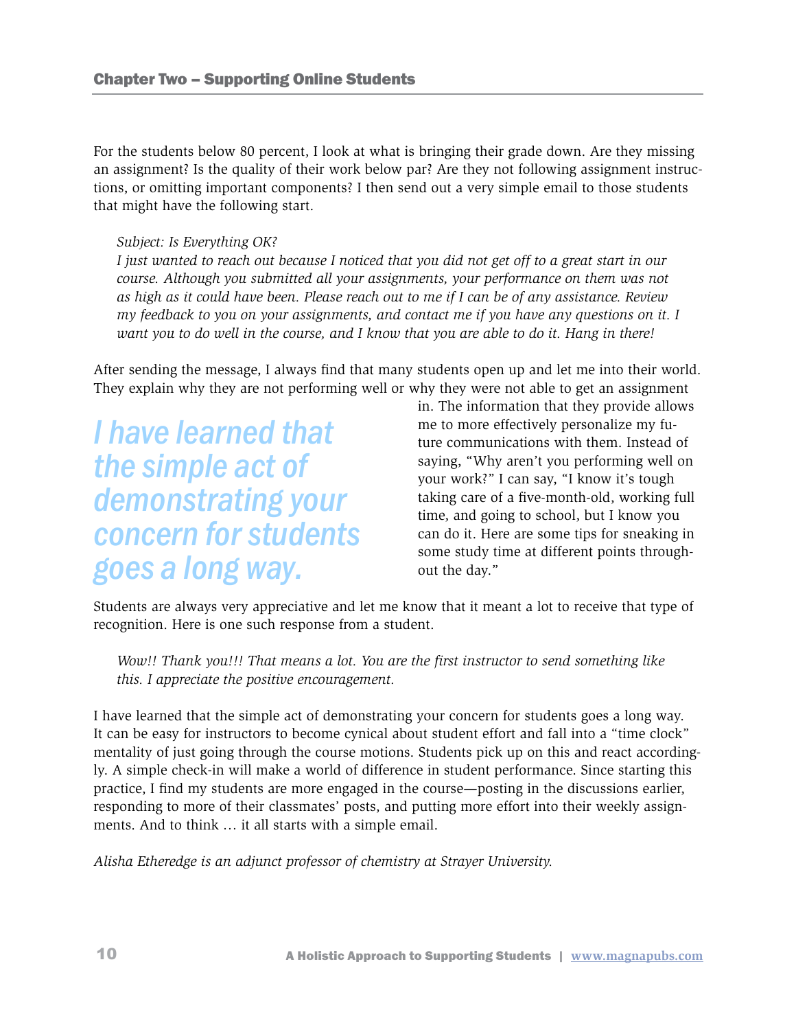For the students below 80 percent, I look at what is bringing their grade down. Are they missing an assignment? Is the quality of their work below par? Are they not following assignment instructions, or omitting important components? I then send out a very simple email to those students that might have the following start.

> *Subject: Is Everything OK?*
> *I just wanted to reach out because I noticed that you did not get off to a great start in our course. Although you submitted all your assignments, your performance on them was not as high as it could have been. Please reach out to me if I can be of any assistance. Review my feedback to you on your assignments, and contact me if you have any questions on it. I want you to do well in the course, and I know that you are able to do it. Hang in there!*

After sending the message, I always find that many students open up and let me into their world. They explain why they are not performing well or why they were not able to get an assignment in. The information that they provide allows me to more effectively personalize my future communications with them. Instead of saying, "Why aren't you performing well on your work?" I can say, "I know it's tough taking care of a five-month-old, working full time, and going to school, but I know you can do it. Here are some tips for sneaking in some study time at different points throughout the day."

*I have learned that the simple act of demonstrating your concern for students goes a long way.*

Students are always very appreciative and let me know that it meant a lot to receive that type of recognition. Here is one such response from a student.

> *Wow!! Thank you!!! That means a lot. You are the first instructor to send something like this. I appreciate the positive encouragement.*

I have learned that the simple act of demonstrating your concern for students goes a long way. It can be easy for instructors to become cynical about student effort and fall into a "time clock" mentality of just going through the course motions. Students pick up on this and react accordingly. A simple check-in will make a world of difference in student performance. Since starting this practice, I find my students are more engaged in the course—posting in the discussions earlier, responding to more of their classmates' posts, and putting more effort into their weekly assignments. And to think … it all starts with a simple email.

*Alisha Etheredge is an adjunct professor of chemistry at Strayer University.*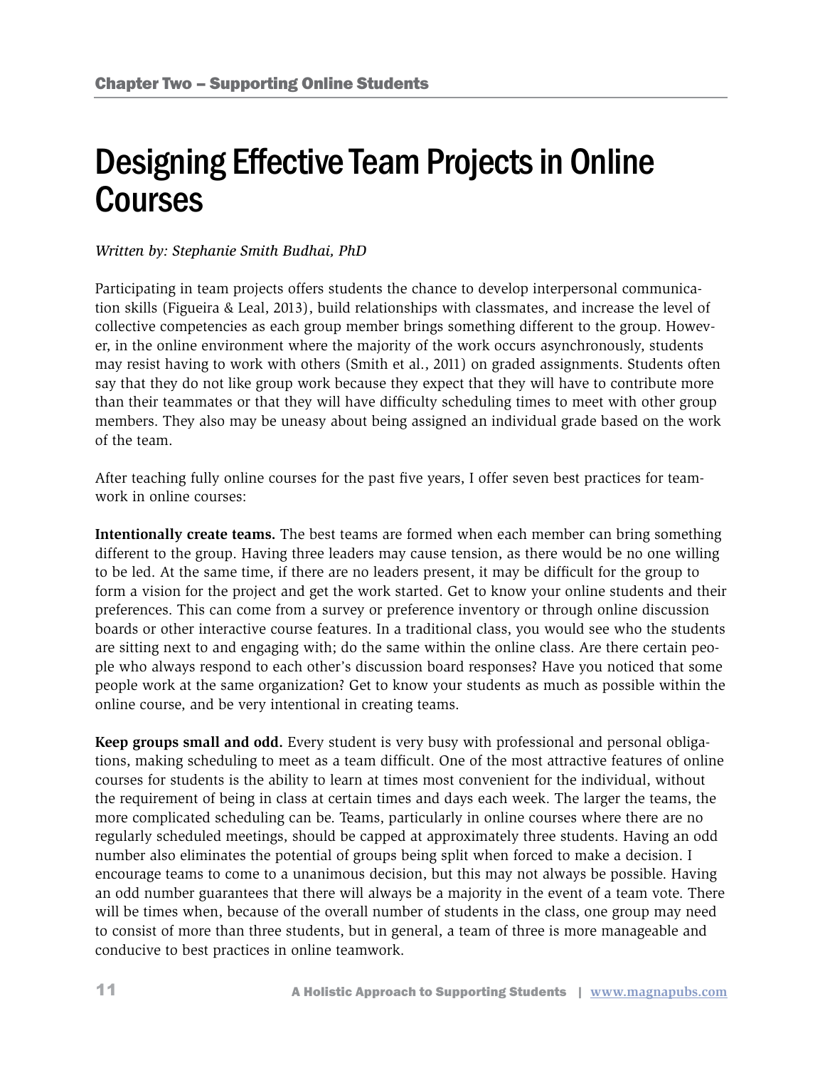# Designing Effective Team Projects in Online Courses

*Written by: Stephanie Smith Budhai, PhD*

Participating in team projects offers students the chance to develop interpersonal communication skills (Figueira & Leal, 2013), build relationships with classmates, and increase the level of collective competencies as each group member brings something different to the group. However, in the online environment where the majority of the work occurs asynchronously, students may resist having to work with others (Smith et al., 2011) on graded assignments. Students often say that they do not like group work because they expect that they will have to contribute more than their teammates or that they will have difficulty scheduling times to meet with other group members. They also may be uneasy about being assigned an individual grade based on the work of the team.

After teaching fully online courses for the past five years, I offer seven best practices for teamwork in online courses:

**Intentionally create teams.** The best teams are formed when each member can bring something different to the group. Having three leaders may cause tension, as there would be no one willing to be led. At the same time, if there are no leaders present, it may be difficult for the group to form a vision for the project and get the work started. Get to know your online students and their preferences. This can come from a survey or preference inventory or through online discussion boards or other interactive course features. In a traditional class, you would see who the students are sitting next to and engaging with; do the same within the online class. Are there certain people who always respond to each other's discussion board responses? Have you noticed that some people work at the same organization? Get to know your students as much as possible within the online course, and be very intentional in creating teams.

**Keep groups small and odd.** Every student is very busy with professional and personal obligations, making scheduling to meet as a team difficult. One of the most attractive features of online courses for students is the ability to learn at times most convenient for the individual, without the requirement of being in class at certain times and days each week. The larger the teams, the more complicated scheduling can be. Teams, particularly in online courses where there are no regularly scheduled meetings, should be capped at approximately three students. Having an odd number also eliminates the potential of groups being split when forced to make a decision. I encourage teams to come to a unanimous decision, but this may not always be possible. Having an odd number guarantees that there will always be a majority in the event of a team vote. There will be times when, because of the overall number of students in the class, one group may need to consist of more than three students, but in general, a team of three is more manageable and conducive to best practices in online teamwork.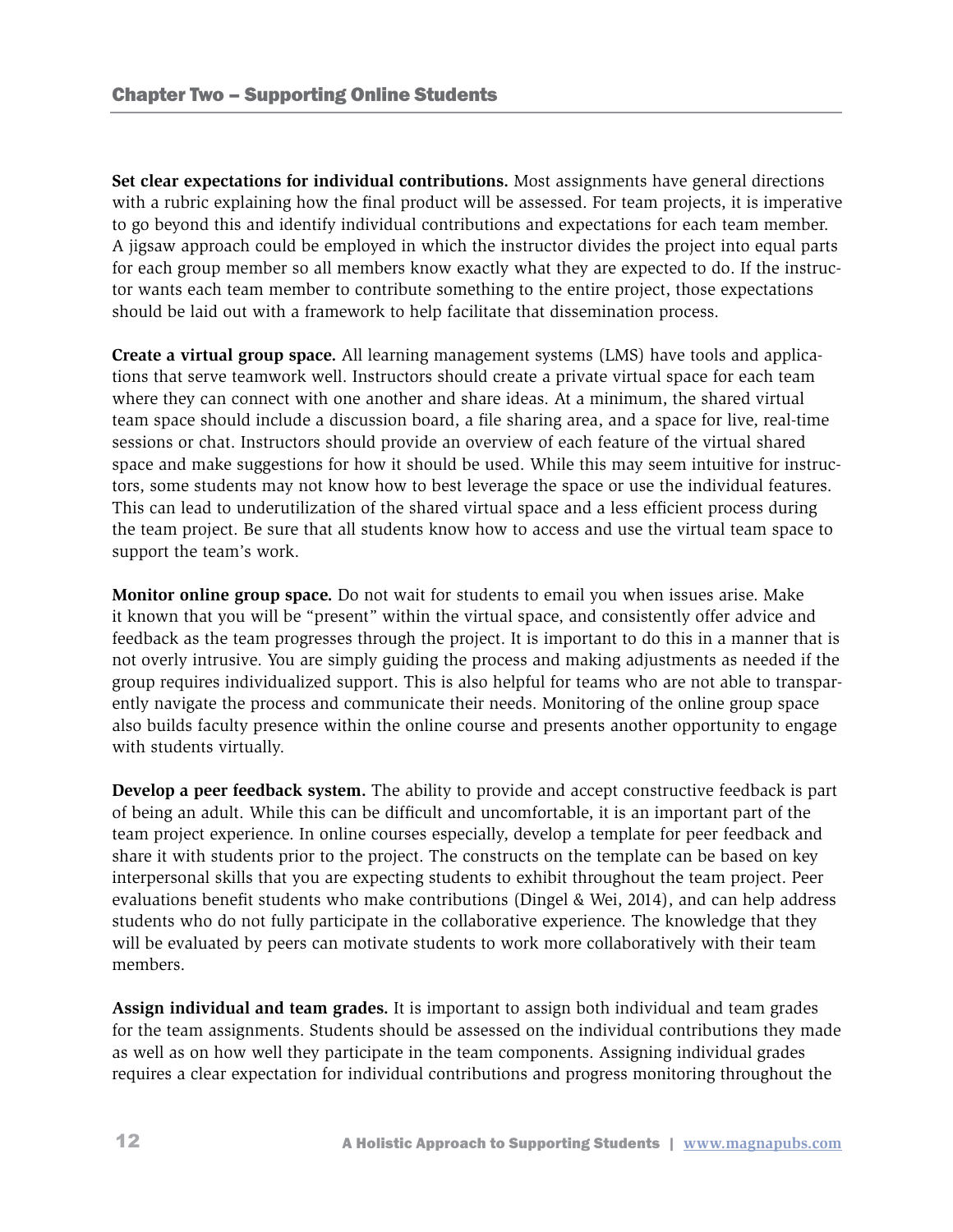**Set clear expectations for individual contributions.** Most assignments have general directions with a rubric explaining how the final product will be assessed. For team projects, it is imperative to go beyond this and identify individual contributions and expectations for each team member. A jigsaw approach could be employed in which the instructor divides the project into equal parts for each group member so all members know exactly what they are expected to do. If the instructor wants each team member to contribute something to the entire project, those expectations should be laid out with a framework to help facilitate that dissemination process.

**Create a virtual group space.** All learning management systems (LMS) have tools and applications that serve teamwork well. Instructors should create a private virtual space for each team where they can connect with one another and share ideas. At a minimum, the shared virtual team space should include a discussion board, a file sharing area, and a space for live, real-time sessions or chat. Instructors should provide an overview of each feature of the virtual shared space and make suggestions for how it should be used. While this may seem intuitive for instructors, some students may not know how to best leverage the space or use the individual features. This can lead to underutilization of the shared virtual space and a less efficient process during the team project. Be sure that all students know how to access and use the virtual team space to support the team's work.

**Monitor online group space.** Do not wait for students to email you when issues arise. Make it known that you will be "present" within the virtual space, and consistently offer advice and feedback as the team progresses through the project. It is important to do this in a manner that is not overly intrusive. You are simply guiding the process and making adjustments as needed if the group requires individualized support. This is also helpful for teams who are not able to transparently navigate the process and communicate their needs. Monitoring of the online group space also builds faculty presence within the online course and presents another opportunity to engage with students virtually.

**Develop a peer feedback system.** The ability to provide and accept constructive feedback is part of being an adult. While this can be difficult and uncomfortable, it is an important part of the team project experience. In online courses especially, develop a template for peer feedback and share it with students prior to the project. The constructs on the template can be based on key interpersonal skills that you are expecting students to exhibit throughout the team project. Peer evaluations benefit students who make contributions (Dingel & Wei, 2014), and can help address students who do not fully participate in the collaborative experience. The knowledge that they will be evaluated by peers can motivate students to work more collaboratively with their team members.

**Assign individual and team grades.** It is important to assign both individual and team grades for the team assignments. Students should be assessed on the individual contributions they made as well as on how well they participate in the team components. Assigning individual grades requires a clear expectation for individual contributions and progress monitoring throughout the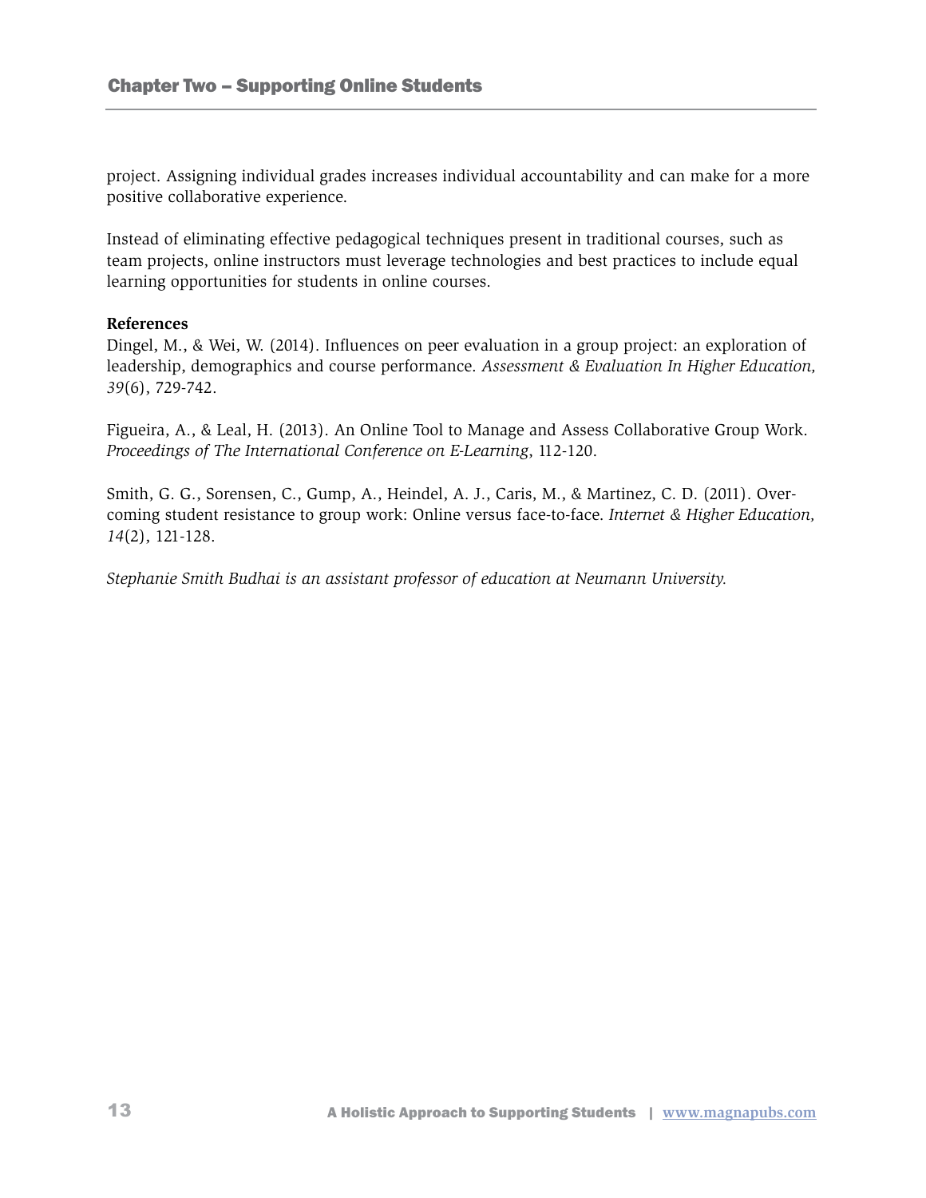project. Assigning individual grades increases individual accountability and can make for a more positive collaborative experience.

Instead of eliminating effective pedagogical techniques present in traditional courses, such as team projects, online instructors must leverage technologies and best practices to include equal learning opportunities for students in online courses.

**References**

Dingel, M., & Wei, W. (2014). Influences on peer evaluation in a group project: an exploration of leadership, demographics and course performance. *Assessment & Evaluation In Higher Education, 39*(6), 729-742.

Figueira, A., & Leal, H. (2013). An Online Tool to Manage and Assess Collaborative Group Work. *Proceedings of The International Conference on E-Learning*, 112-120.

Smith, G. G., Sorensen, C., Gump, A., Heindel, A. J., Caris, M., & Martinez, C. D. (2011). Overcoming student resistance to group work: Online versus face-to-face. *Internet & Higher Education, 14*(2), 121-128.

*Stephanie Smith Budhai is an assistant professor of education at Neumann University.*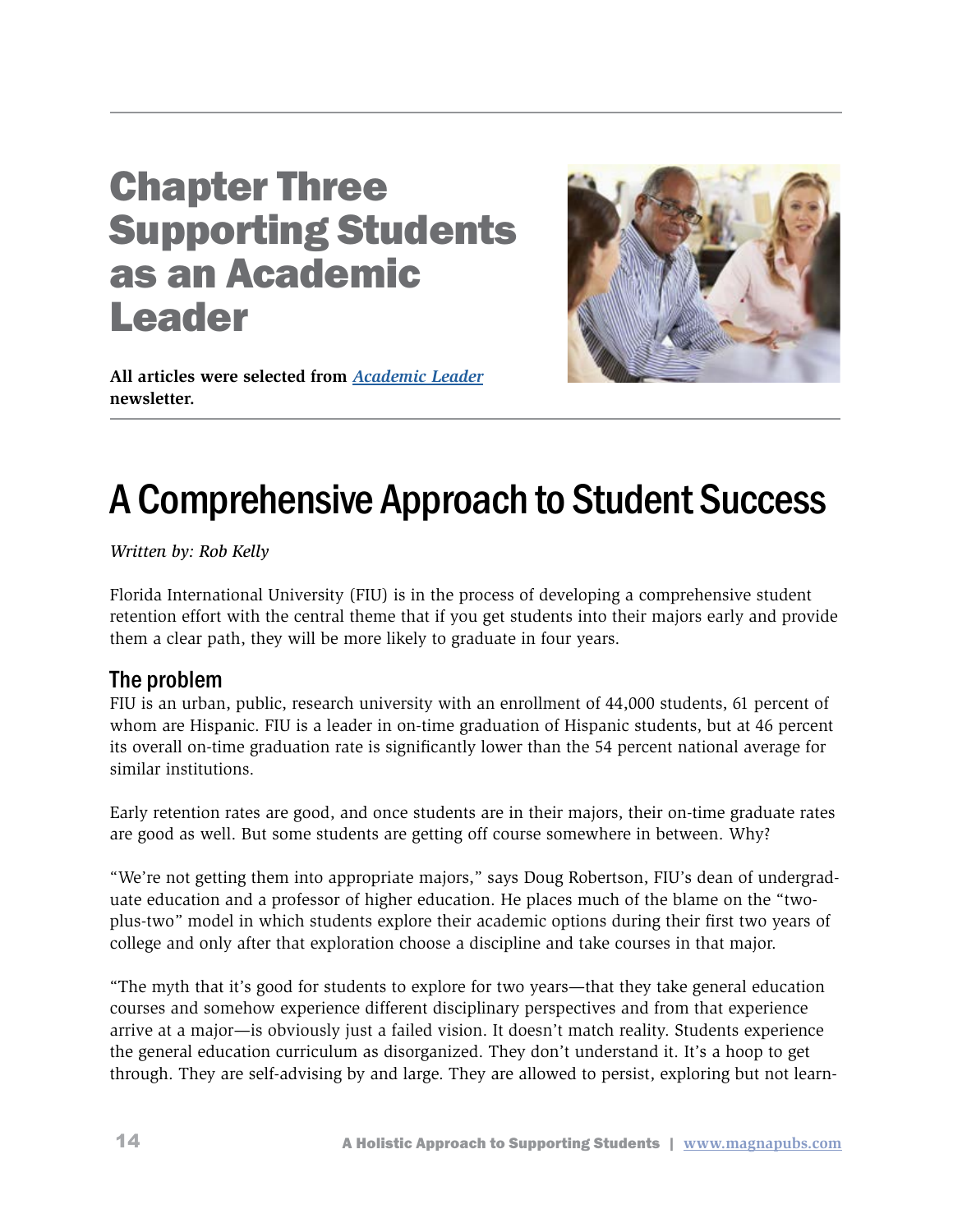# Chapter Three Supporting Students as an Academic Leader

**All articles were selected from *Academic Leader* newsletter.**

# A Comprehensive Approach to Student Success

*Written by: Rob Kelly*

Florida International University (FIU) is in the process of developing a comprehensive student retention effort with the central theme that if you get students into their majors early and provide them a clear path, they will be more likely to graduate in four years.

## The problem

FIU is an urban, public, research university with an enrollment of 44,000 students, 61 percent of whom are Hispanic. FIU is a leader in on-time graduation of Hispanic students, but at 46 percent its overall on-time graduation rate is significantly lower than the 54 percent national average for similar institutions.

Early retention rates are good, and once students are in their majors, their on-time graduate rates are good as well. But some students are getting off course somewhere in between. Why?

"We're not getting them into appropriate majors," says Doug Robertson, FIU's dean of undergraduate education and a professor of higher education. He places much of the blame on the "two-plus-two" model in which students explore their academic options during their first two years of college and only after that exploration choose a discipline and take courses in that major.

"The myth that it's good for students to explore for two years—that they take general education courses and somehow experience different disciplinary perspectives and from that experience arrive at a major—is obviously just a failed vision. It doesn't match reality. Students experience the general education curriculum as disorganized. They don't understand it. It's a hoop to get through. They are self-advising by and large. They are allowed to persist, exploring but not learn-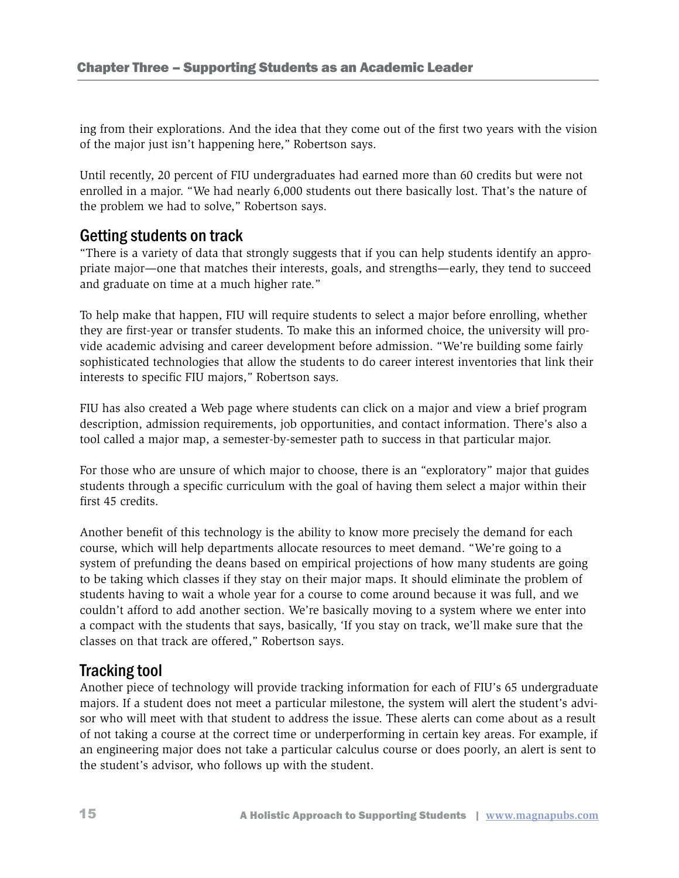ing from their explorations. And the idea that they come out of the first two years with the vision of the major just isn't happening here," Robertson says.

Until recently, 20 percent of FIU undergraduates had earned more than 60 credits but were not enrolled in a major. "We had nearly 6,000 students out there basically lost. That's the nature of the problem we had to solve," Robertson says.

## Getting students on track

"There is a variety of data that strongly suggests that if you can help students identify an appropriate major—one that matches their interests, goals, and strengths—early, they tend to succeed and graduate on time at a much higher rate."

To help make that happen, FIU will require students to select a major before enrolling, whether they are first-year or transfer students. To make this an informed choice, the university will provide academic advising and career development before admission. "We're building some fairly sophisticated technologies that allow the students to do career interest inventories that link their interests to specific FIU majors," Robertson says.

FIU has also created a Web page where students can click on a major and view a brief program description, admission requirements, job opportunities, and contact information. There's also a tool called a major map, a semester-by-semester path to success in that particular major.

For those who are unsure of which major to choose, there is an "exploratory" major that guides students through a specific curriculum with the goal of having them select a major within their first 45 credits.

Another benefit of this technology is the ability to know more precisely the demand for each course, which will help departments allocate resources to meet demand. "We're going to a system of prefunding the deans based on empirical projections of how many students are going to be taking which classes if they stay on their major maps. It should eliminate the problem of students having to wait a whole year for a course to come around because it was full, and we couldn't afford to add another section. We're basically moving to a system where we enter into a compact with the students that says, basically, 'If you stay on track, we'll make sure that the classes on that track are offered," Robertson says.

## Tracking tool

Another piece of technology will provide tracking information for each of FIU's 65 undergraduate majors. If a student does not meet a particular milestone, the system will alert the student's advisor who will meet with that student to address the issue. These alerts can come about as a result of not taking a course at the correct time or underperforming in certain key areas. For example, if an engineering major does not take a particular calculus course or does poorly, an alert is sent to the student's advisor, who follows up with the student.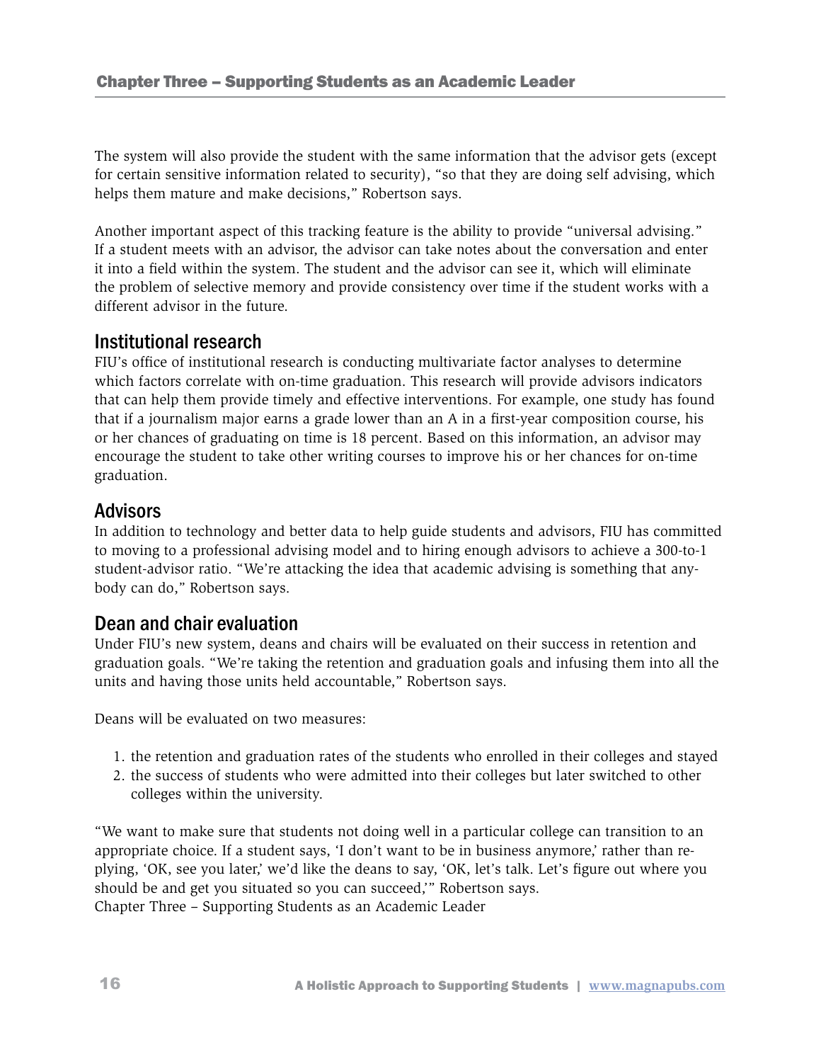The system will also provide the student with the same information that the advisor gets (except for certain sensitive information related to security), "so that they are doing self advising, which helps them mature and make decisions," Robertson says.

Another important aspect of this tracking feature is the ability to provide "universal advising." If a student meets with an advisor, the advisor can take notes about the conversation and enter it into a field within the system. The student and the advisor can see it, which will eliminate the problem of selective memory and provide consistency over time if the student works with a different advisor in the future.

## Institutional research

FIU's office of institutional research is conducting multivariate factor analyses to determine which factors correlate with on-time graduation. This research will provide advisors indicators that can help them provide timely and effective interventions. For example, one study has found that if a journalism major earns a grade lower than an A in a first-year composition course, his or her chances of graduating on time is 18 percent. Based on this information, an advisor may encourage the student to take other writing courses to improve his or her chances for on-time graduation.

## Advisors

In addition to technology and better data to help guide students and advisors, FIU has committed to moving to a professional advising model and to hiring enough advisors to achieve a 300-to-1 student-advisor ratio. "We're attacking the idea that academic advising is something that anybody can do," Robertson says.

## Dean and chair evaluation

Under FIU's new system, deans and chairs will be evaluated on their success in retention and graduation goals. "We're taking the retention and graduation goals and infusing them into all the units and having those units held accountable," Robertson says.

Deans will be evaluated on two measures:

1. the retention and graduation rates of the students who enrolled in their colleges and stayed
2. the success of students who were admitted into their colleges but later switched to other colleges within the university.

"We want to make sure that students not doing well in a particular college can transition to an appropriate choice. If a student says, 'I don't want to be in business anymore,' rather than replying, 'OK, see you later,' we'd like the deans to say, 'OK, let's talk. Let's figure out where you should be and get you situated so you can succeed,'" Robertson says.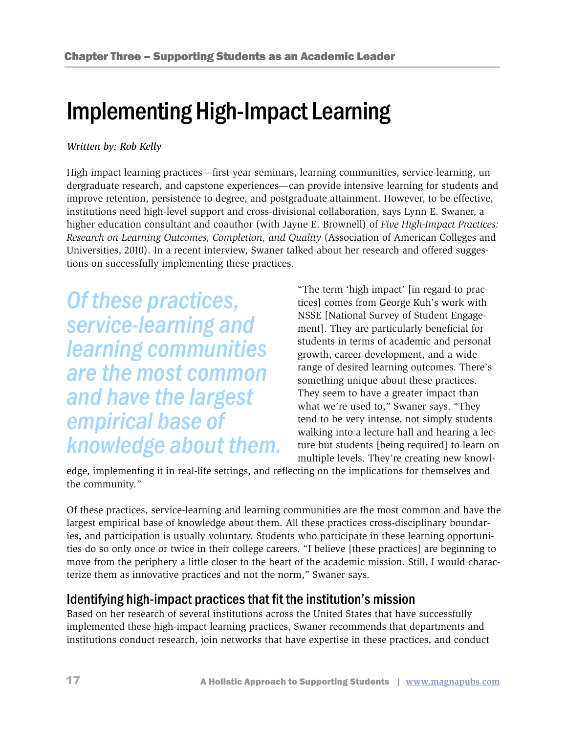# Implementing High-Impact Learning

*Written by: Rob Kelly*

High-impact learning practices—first-year seminars, learning communities, service-learning, undergraduate research, and capstone experiences—can provide intensive learning for students and improve retention, persistence to degree, and postgraduate attainment. However, to be effective, institutions need high-level support and cross-divisional collaboration, says Lynn E. Swaner, a higher education consultant and coauthor (with Jayne E. Brownell) of *Five High-Impact Practices: Research on Learning Outcomes, Completion, and Quality* (Association of American Colleges and Universities, 2010). In a recent interview, Swaner talked about her research and offered suggestions on successfully implementing these practices.

> *Of these practices, service-learning and learning communities are the most common and have the largest empirical base of knowledge about them.*

"The term 'high impact' [in regard to practices] comes from George Kuh's work with NSSE [National Survey of Student Engagement]. They are particularly beneficial for students in terms of academic and personal growth, career development, and a wide range of desired learning outcomes. There's something unique about these practices. They seem to have a greater impact than what we're used to," Swaner says. "They tend to be very intense, not simply students walking into a lecture hall and hearing a lecture but students [being required] to learn on multiple levels. They're creating new knowledge, implementing it in real-life settings, and reflecting on the implications for themselves and the community."

Of these practices, service-learning and learning communities are the most common and have the largest empirical base of knowledge about them. All these practices cross-disciplinary boundaries, and participation is usually voluntary. Students who participate in these learning opportunities do so only once or twice in their college careers. "I believe [these practices] are beginning to move from the periphery a little closer to the heart of the academic mission. Still, I would characterize them as innovative practices and not the norm," Swaner says.

## Identifying high-impact practices that fit the institution's mission

Based on her research of several institutions across the United States that have successfully implemented these high-impact learning practices, Swaner recommends that departments and institutions conduct research, join networks that have expertise in these practices, and conduct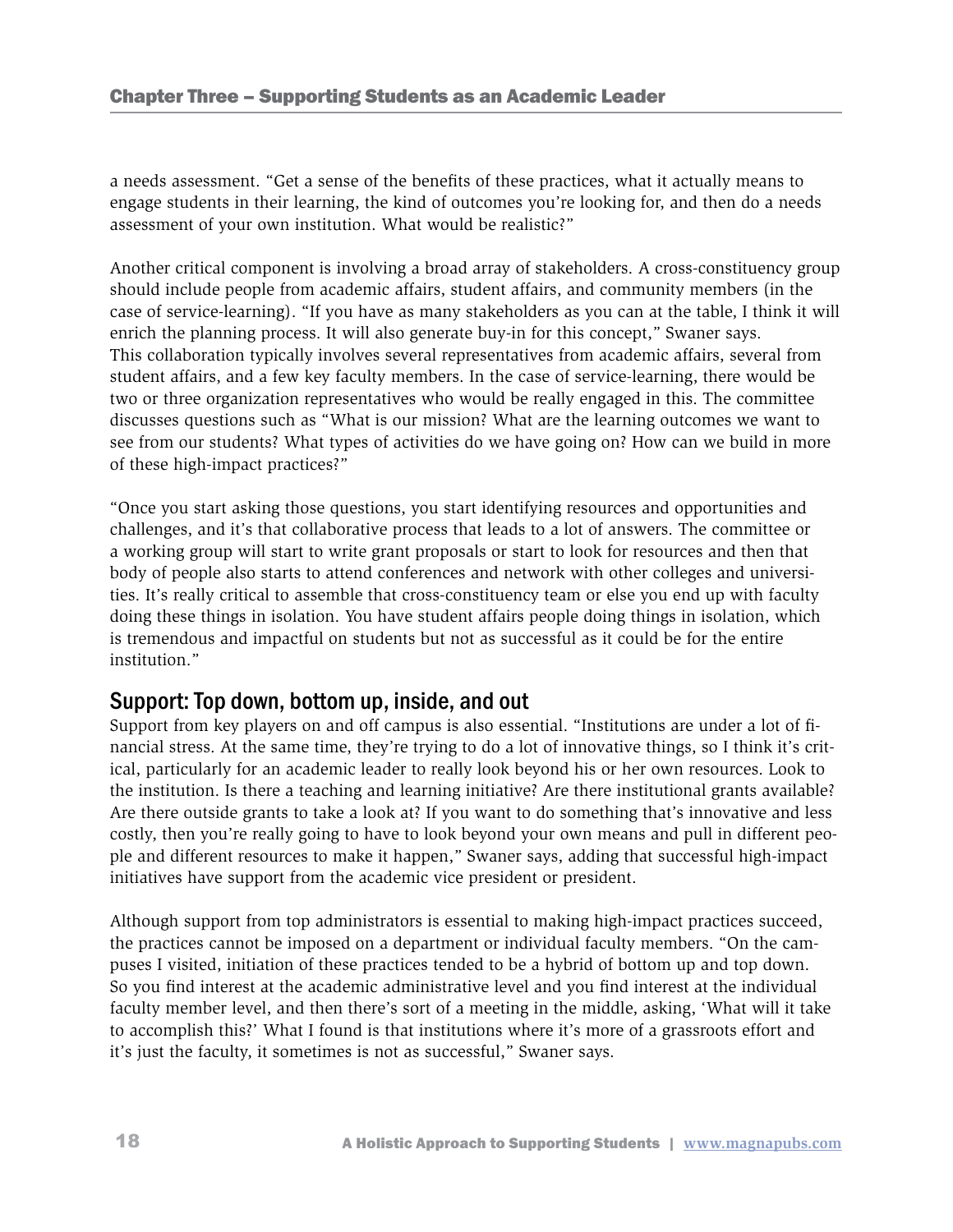a needs assessment. "Get a sense of the benefits of these practices, what it actually means to engage students in their learning, the kind of outcomes you're looking for, and then do a needs assessment of your own institution. What would be realistic?"

Another critical component is involving a broad array of stakeholders. A cross-constituency group should include people from academic affairs, student affairs, and community members (in the case of service-learning). "If you have as many stakeholders as you can at the table, I think it will enrich the planning process. It will also generate buy-in for this concept," Swaner says. This collaboration typically involves several representatives from academic affairs, several from student affairs, and a few key faculty members. In the case of service-learning, there would be two or three organization representatives who would be really engaged in this. The committee discusses questions such as "What is our mission? What are the learning outcomes we want to see from our students? What types of activities do we have going on? How can we build in more of these high-impact practices?"

"Once you start asking those questions, you start identifying resources and opportunities and challenges, and it's that collaborative process that leads to a lot of answers. The committee or a working group will start to write grant proposals or start to look for resources and then that body of people also starts to attend conferences and network with other colleges and universities. It's really critical to assemble that cross-constituency team or else you end up with faculty doing these things in isolation. You have student affairs people doing things in isolation, which is tremendous and impactful on students but not as successful as it could be for the entire institution."

## Support: Top down, bottom up, inside, and out

Support from key players on and off campus is also essential. "Institutions are under a lot of financial stress. At the same time, they're trying to do a lot of innovative things, so I think it's critical, particularly for an academic leader to really look beyond his or her own resources. Look to the institution. Is there a teaching and learning initiative? Are there institutional grants available? Are there outside grants to take a look at? If you want to do something that's innovative and less costly, then you're really going to have to look beyond your own means and pull in different people and different resources to make it happen," Swaner says, adding that successful high-impact initiatives have support from the academic vice president or president.

Although support from top administrators is essential to making high-impact practices succeed, the practices cannot be imposed on a department or individual faculty members. "On the campuses I visited, initiation of these practices tended to be a hybrid of bottom up and top down. So you find interest at the academic administrative level and you find interest at the individual faculty member level, and then there's sort of a meeting in the middle, asking, 'What will it take to accomplish this?' What I found is that institutions where it's more of a grassroots effort and it's just the faculty, it sometimes is not as successful," Swaner says.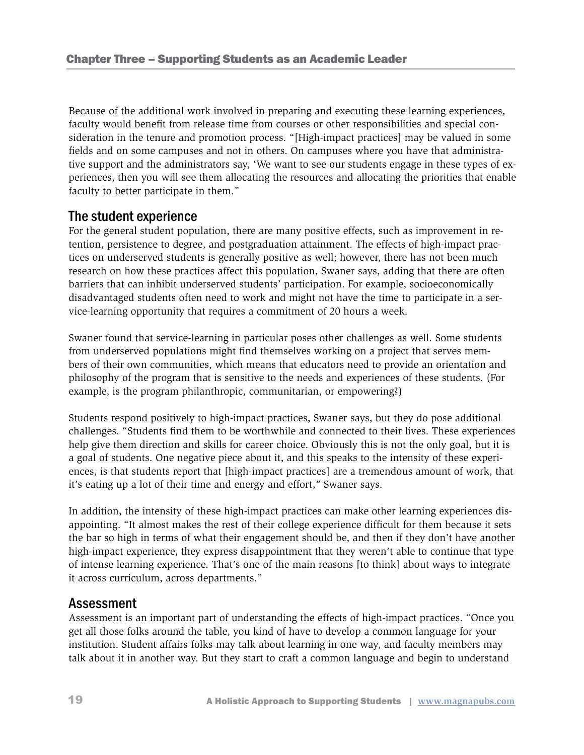Because of the additional work involved in preparing and executing these learning experiences, faculty would benefit from release time from courses or other responsibilities and special consideration in the tenure and promotion process. "[High-impact practices] may be valued in some fields and on some campuses and not in others. On campuses where you have that administrative support and the administrators say, 'We want to see our students engage in these types of experiences, then you will see them allocating the resources and allocating the priorities that enable faculty to better participate in them."

## The student experience

For the general student population, there are many positive effects, such as improvement in retention, persistence to degree, and postgraduation attainment. The effects of high-impact practices on underserved students is generally positive as well; however, there has not been much research on how these practices affect this population, Swaner says, adding that there are often barriers that can inhibit underserved students' participation. For example, socioeconomically disadvantaged students often need to work and might not have the time to participate in a service-learning opportunity that requires a commitment of 20 hours a week.

Swaner found that service-learning in particular poses other challenges as well. Some students from underserved populations might find themselves working on a project that serves members of their own communities, which means that educators need to provide an orientation and philosophy of the program that is sensitive to the needs and experiences of these students. (For example, is the program philanthropic, communitarian, or empowering?)

Students respond positively to high-impact practices, Swaner says, but they do pose additional challenges. "Students find them to be worthwhile and connected to their lives. These experiences help give them direction and skills for career choice. Obviously this is not the only goal, but it is a goal of students. One negative piece about it, and this speaks to the intensity of these experiences, is that students report that [high-impact practices] are a tremendous amount of work, that it's eating up a lot of their time and energy and effort," Swaner says.

In addition, the intensity of these high-impact practices can make other learning experiences disappointing. "It almost makes the rest of their college experience difficult for them because it sets the bar so high in terms of what their engagement should be, and then if they don't have another high-impact experience, they express disappointment that they weren't able to continue that type of intense learning experience. That's one of the main reasons [to think] about ways to integrate it across curriculum, across departments."

## Assessment

Assessment is an important part of understanding the effects of high-impact practices. "Once you get all those folks around the table, you kind of have to develop a common language for your institution. Student affairs folks may talk about learning in one way, and faculty members may talk about it in another way. But they start to craft a common language and begin to understand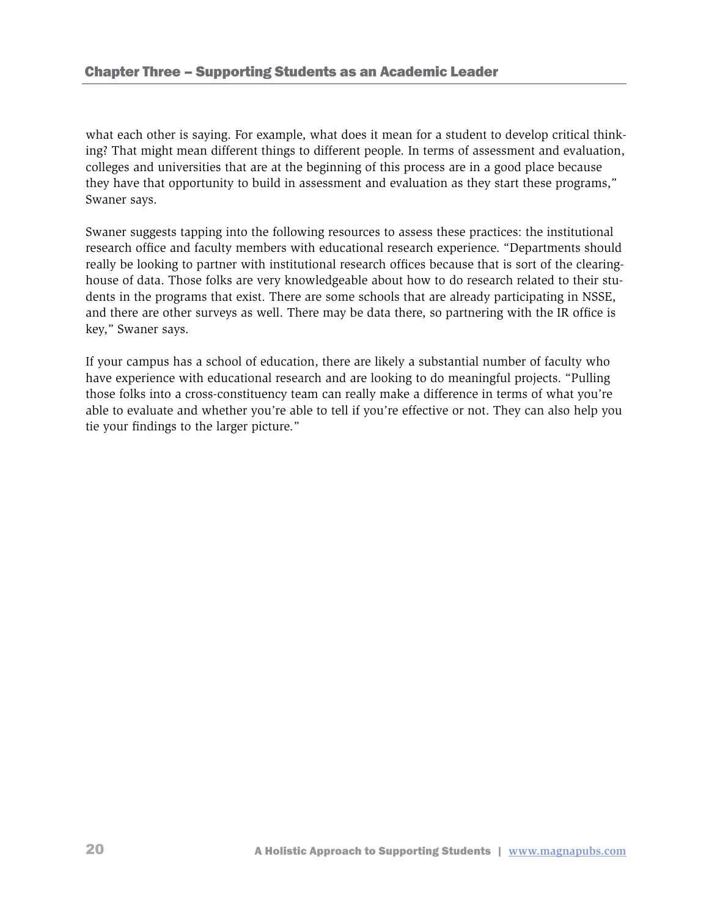what each other is saying. For example, what does it mean for a student to develop critical thinking? That might mean different things to different people. In terms of assessment and evaluation, colleges and universities that are at the beginning of this process are in a good place because they have that opportunity to build in assessment and evaluation as they start these programs," Swaner says.

Swaner suggests tapping into the following resources to assess these practices: the institutional research office and faculty members with educational research experience. "Departments should really be looking to partner with institutional research offices because that is sort of the clearinghouse of data. Those folks are very knowledgeable about how to do research related to their students in the programs that exist. There are some schools that are already participating in NSSE, and there are other surveys as well. There may be data there, so partnering with the IR office is key," Swaner says.

If your campus has a school of education, there are likely a substantial number of faculty who have experience with educational research and are looking to do meaningful projects. "Pulling those folks into a cross-constituency team can really make a difference in terms of what you're able to evaluate and whether you're able to tell if you're effective or not. They can also help you tie your findings to the larger picture."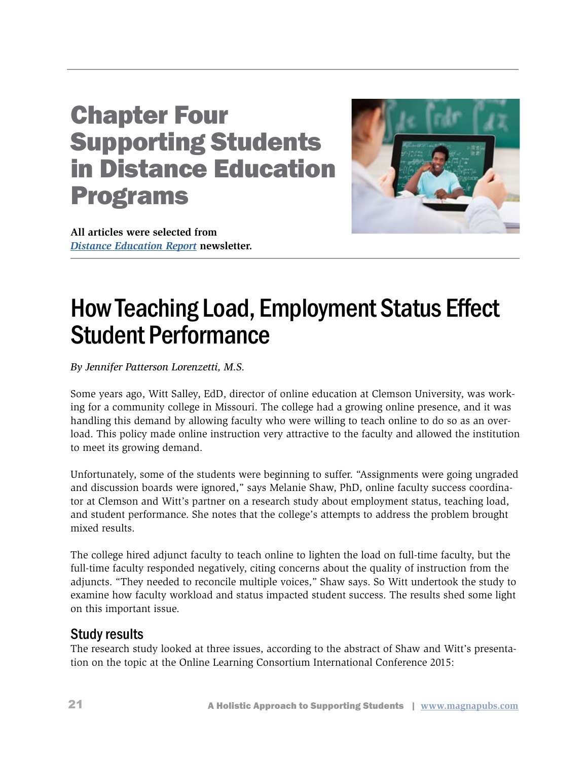# Chapter Four Supporting Students in Distance Education Programs

**All articles were selected from *Distance Education Report* newsletter.**

## How Teaching Load, Employment Status Effect Student Performance

*By Jennifer Patterson Lorenzetti, M.S.*

Some years ago, Witt Salley, EdD, director of online education at Clemson University, was working for a community college in Missouri. The college had a growing online presence, and it was handling this demand by allowing faculty who were willing to teach online to do so as an overload. This policy made online instruction very attractive to the faculty and allowed the institution to meet its growing demand.

Unfortunately, some of the students were beginning to suffer. "Assignments were going ungraded and discussion boards were ignored," says Melanie Shaw, PhD, online faculty success coordinator at Clemson and Witt's partner on a research study about employment status, teaching load, and student performance. She notes that the college's attempts to address the problem brought mixed results.

The college hired adjunct faculty to teach online to lighten the load on full-time faculty, but the full-time faculty responded negatively, citing concerns about the quality of instruction from the adjuncts. "They needed to reconcile multiple voices," Shaw says. So Witt undertook the study to examine how faculty workload and status impacted student success. The results shed some light on this important issue.

### Study results

The research study looked at three issues, according to the abstract of Shaw and Witt's presentation on the topic at the Online Learning Consortium International Conference 2015: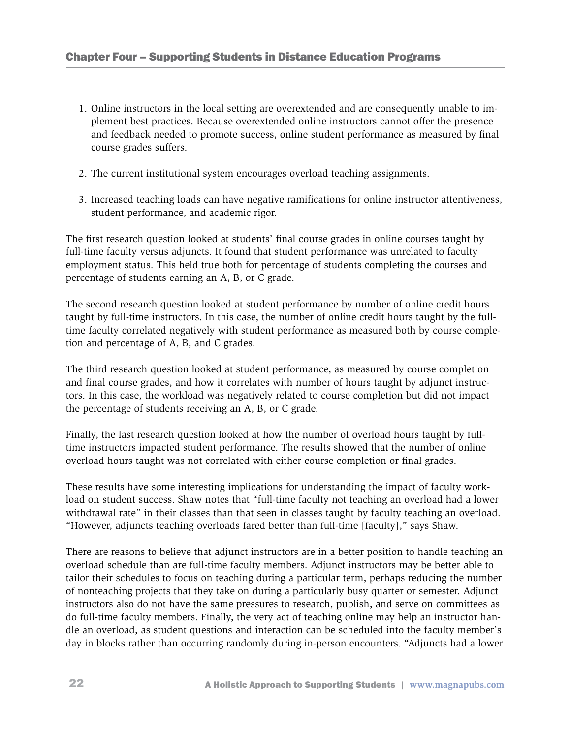1. Online instructors in the local setting are overextended and are consequently unable to implement best practices. Because overextended online instructors cannot offer the presence and feedback needed to promote success, online student performance as measured by final course grades suffers.

2. The current institutional system encourages overload teaching assignments.

3. Increased teaching loads can have negative ramifications for online instructor attentiveness, student performance, and academic rigor.

The first research question looked at students' final course grades in online courses taught by full-time faculty versus adjuncts. It found that student performance was unrelated to faculty employment status. This held true both for percentage of students completing the courses and percentage of students earning an A, B, or C grade.

The second research question looked at student performance by number of online credit hours taught by full-time instructors. In this case, the number of online credit hours taught by the full-time faculty correlated negatively with student performance as measured both by course completion and percentage of A, B, and C grades.

The third research question looked at student performance, as measured by course completion and final course grades, and how it correlates with number of hours taught by adjunct instructors. In this case, the workload was negatively related to course completion but did not impact the percentage of students receiving an A, B, or C grade.

Finally, the last research question looked at how the number of overload hours taught by full-time instructors impacted student performance. The results showed that the number of online overload hours taught was not correlated with either course completion or final grades.

These results have some interesting implications for understanding the impact of faculty workload on student success. Shaw notes that "full-time faculty not teaching an overload had a lower withdrawal rate" in their classes than that seen in classes taught by faculty teaching an overload. "However, adjuncts teaching overloads fared better than full-time [faculty]," says Shaw.

There are reasons to believe that adjunct instructors are in a better position to handle teaching an overload schedule than are full-time faculty members. Adjunct instructors may be better able to tailor their schedules to focus on teaching during a particular term, perhaps reducing the number of nonteaching projects that they take on during a particularly busy quarter or semester. Adjunct instructors also do not have the same pressures to research, publish, and serve on committees as do full-time faculty members. Finally, the very act of teaching online may help an instructor handle an overload, as student questions and interaction can be scheduled into the faculty member's day in blocks rather than occurring randomly during in-person encounters. "Adjuncts had a lower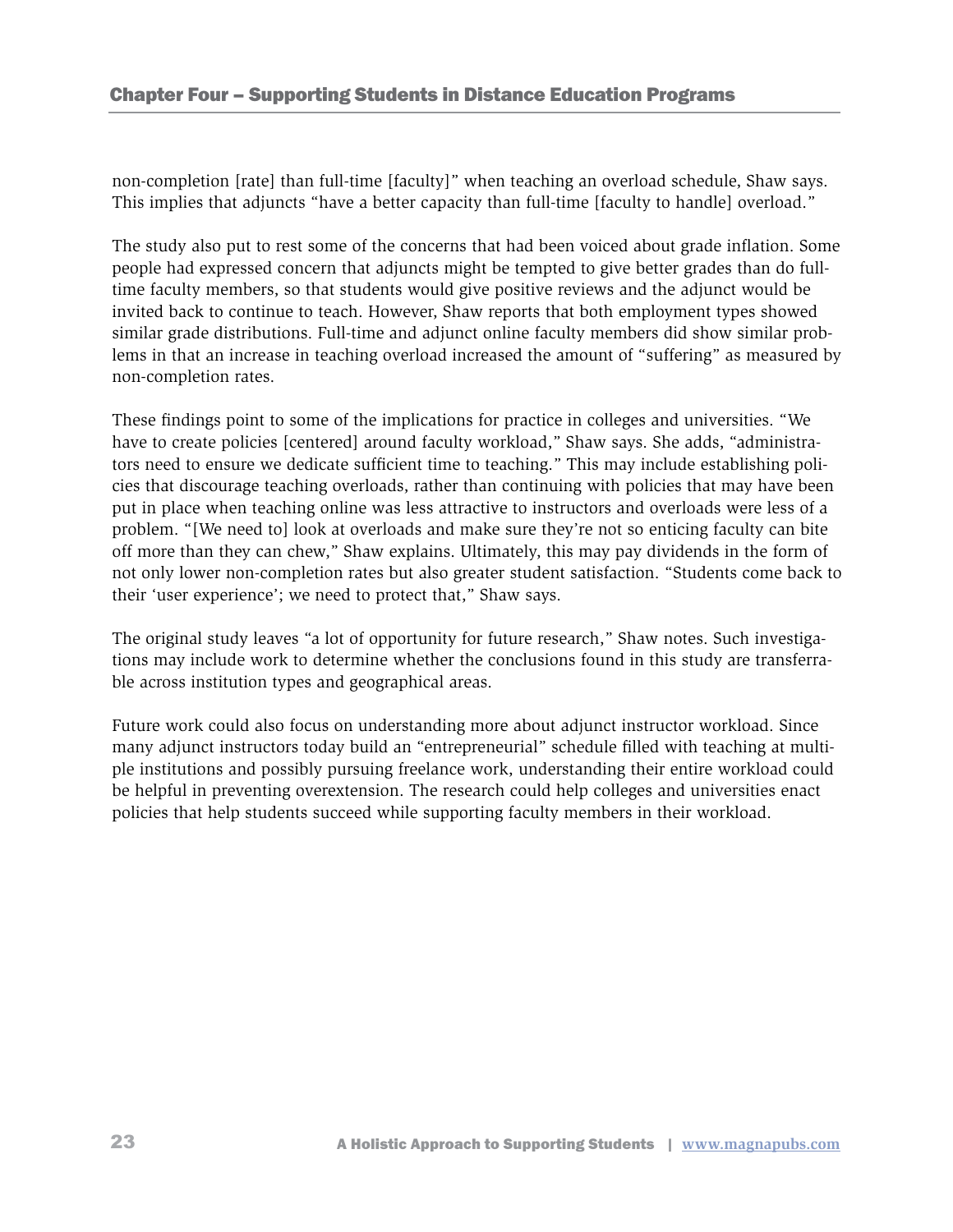non-completion [rate] than full-time [faculty]" when teaching an overload schedule, Shaw says. This implies that adjuncts "have a better capacity than full-time [faculty to handle] overload."

The study also put to rest some of the concerns that had been voiced about grade inflation. Some people had expressed concern that adjuncts might be tempted to give better grades than do full-time faculty members, so that students would give positive reviews and the adjunct would be invited back to continue to teach. However, Shaw reports that both employment types showed similar grade distributions. Full-time and adjunct online faculty members did show similar problems in that an increase in teaching overload increased the amount of "suffering" as measured by non-completion rates.

These findings point to some of the implications for practice in colleges and universities. "We have to create policies [centered] around faculty workload," Shaw says. She adds, "administrators need to ensure we dedicate sufficient time to teaching." This may include establishing policies that discourage teaching overloads, rather than continuing with policies that may have been put in place when teaching online was less attractive to instructors and overloads were less of a problem. "[We need to] look at overloads and make sure they're not so enticing faculty can bite off more than they can chew," Shaw explains. Ultimately, this may pay dividends in the form of not only lower non-completion rates but also greater student satisfaction. "Students come back to their 'user experience'; we need to protect that," Shaw says.

The original study leaves "a lot of opportunity for future research," Shaw notes. Such investigations may include work to determine whether the conclusions found in this study are transferrable across institution types and geographical areas.

Future work could also focus on understanding more about adjunct instructor workload. Since many adjunct instructors today build an "entrepreneurial" schedule filled with teaching at multiple institutions and possibly pursuing freelance work, understanding their entire workload could be helpful in preventing overextension. The research could help colleges and universities enact policies that help students succeed while supporting faculty members in their workload.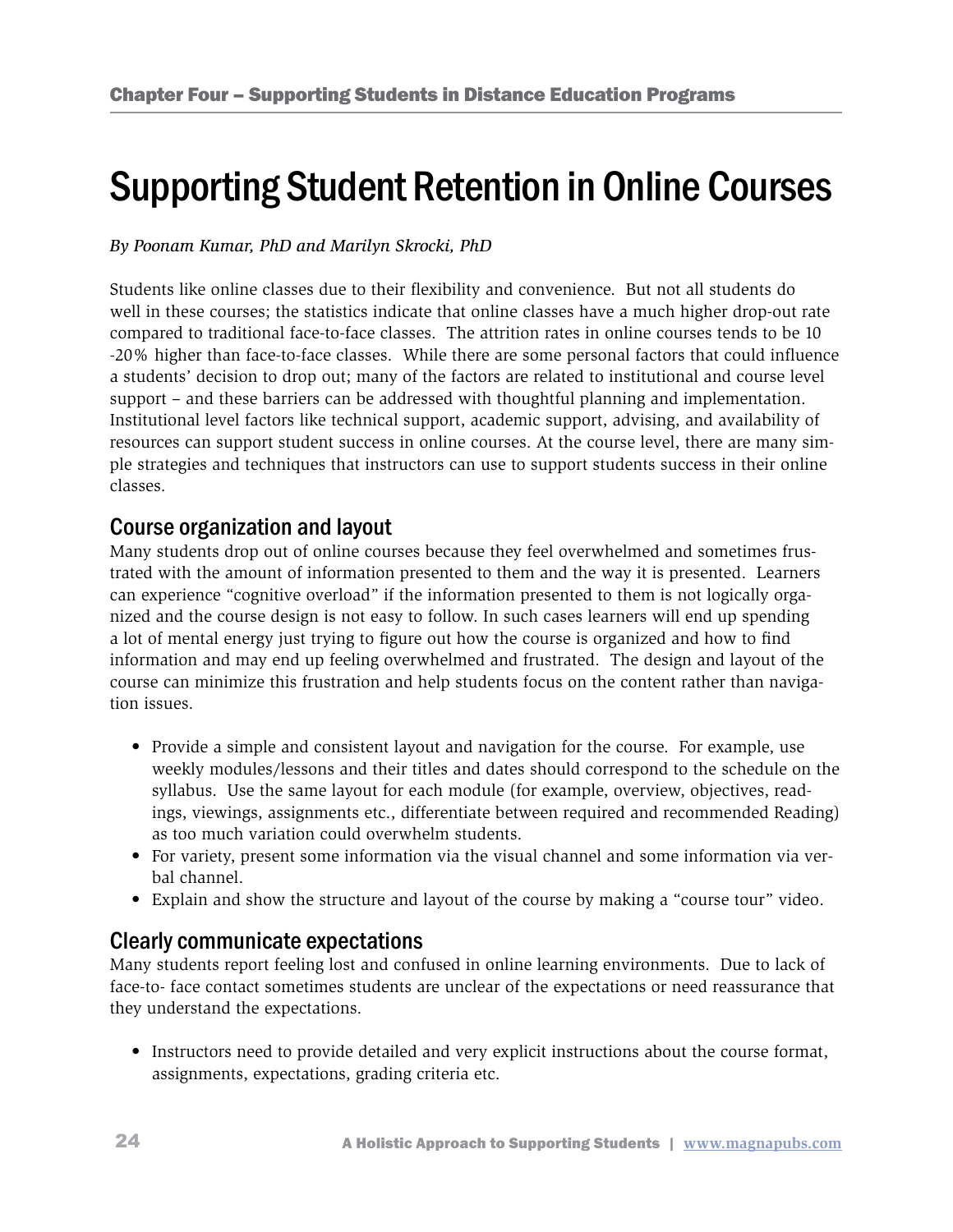# Supporting Student Retention in Online Courses

*By Poonam Kumar, PhD and Marilyn Skrocki, PhD*

Students like online classes due to their flexibility and convenience. But not all students do well in these courses; the statistics indicate that online classes have a much higher drop-out rate compared to traditional face-to-face classes. The attrition rates in online courses tends to be 10 -20% higher than face-to-face classes. While there are some personal factors that could influence a students' decision to drop out; many of the factors are related to institutional and course level support – and these barriers can be addressed with thoughtful planning and implementation. Institutional level factors like technical support, academic support, advising, and availability of resources can support student success in online courses. At the course level, there are many simple strategies and techniques that instructors can use to support students success in their online classes.

## Course organization and layout

Many students drop out of online courses because they feel overwhelmed and sometimes frustrated with the amount of information presented to them and the way it is presented. Learners can experience "cognitive overload" if the information presented to them is not logically organized and the course design is not easy to follow. In such cases learners will end up spending a lot of mental energy just trying to figure out how the course is organized and how to find information and may end up feeling overwhelmed and frustrated. The design and layout of the course can minimize this frustration and help students focus on the content rather than navigation issues.

- Provide a simple and consistent layout and navigation for the course. For example, use weekly modules/lessons and their titles and dates should correspond to the schedule on the syllabus. Use the same layout for each module (for example, overview, objectives, readings, viewings, assignments etc., differentiate between required and recommended Reading) as too much variation could overwhelm students.
- For variety, present some information via the visual channel and some information via verbal channel.
- Explain and show the structure and layout of the course by making a "course tour" video.

## Clearly communicate expectations

Many students report feeling lost and confused in online learning environments. Due to lack of face-to- face contact sometimes students are unclear of the expectations or need reassurance that they understand the expectations.

- Instructors need to provide detailed and very explicit instructions about the course format, assignments, expectations, grading criteria etc.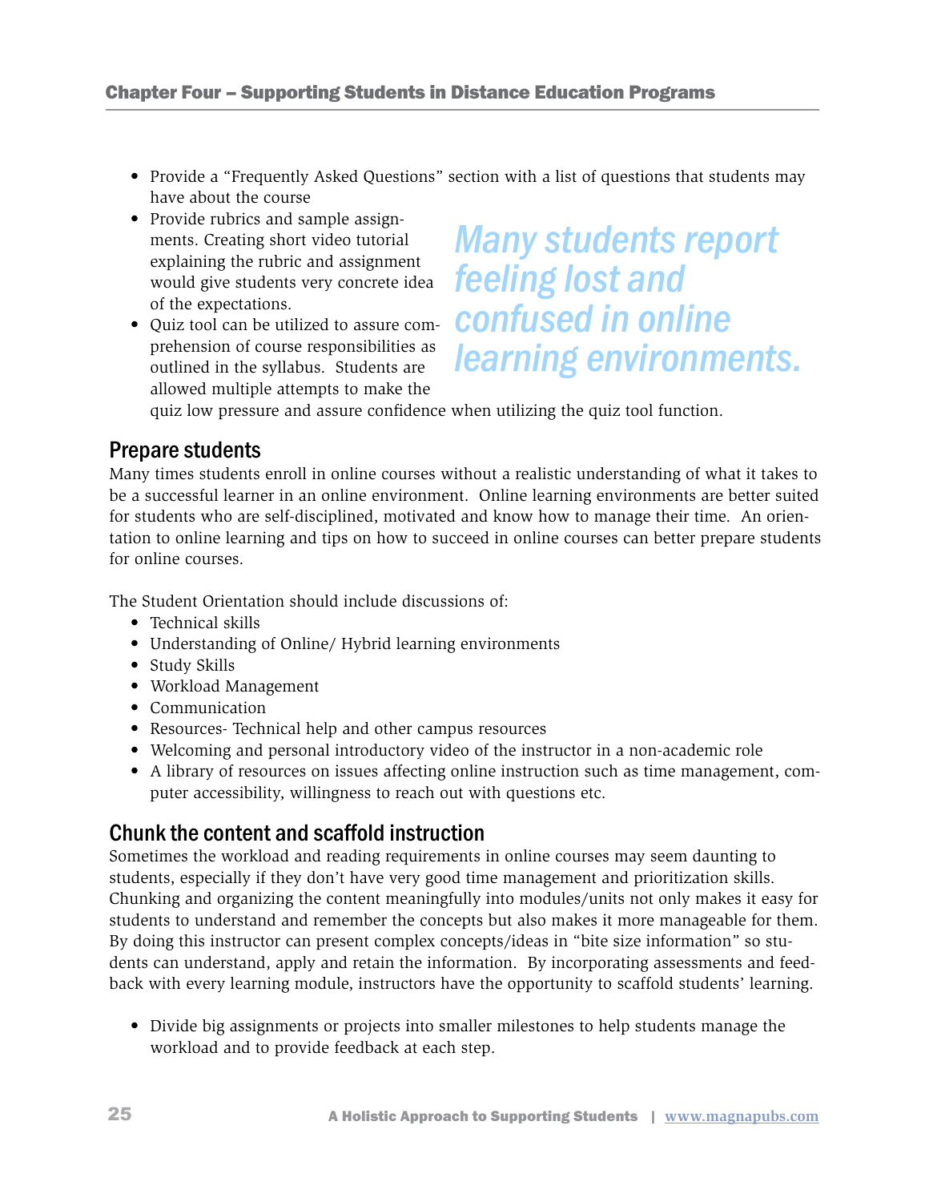- Provide a "Frequently Asked Questions" section with a list of questions that students may have about the course
- Provide rubrics and sample assignments. Creating short video tutorial explaining the rubric and assignment would give students very concrete idea of the expectations.
- Quiz tool can be utilized to assure comprehension of course responsibilities as outlined in the syllabus. Students are allowed multiple attempts to make the quiz low pressure and assure confidence when utilizing the quiz tool function.

*Many students report feeling lost and confused in online learning environments.*

## Prepare students

Many times students enroll in online courses without a realistic understanding of what it takes to be a successful learner in an online environment. Online learning environments are better suited for students who are self-disciplined, motivated and know how to manage their time. An orientation to online learning and tips on how to succeed in online courses can better prepare students for online courses.

The Student Orientation should include discussions of:

- Technical skills
- Understanding of Online/ Hybrid learning environments
- Study Skills
- Workload Management
- Communication
- Resources- Technical help and other campus resources
- Welcoming and personal introductory video of the instructor in a non-academic role
- A library of resources on issues affecting online instruction such as time management, computer accessibility, willingness to reach out with questions etc.

## Chunk the content and scaffold instruction

Sometimes the workload and reading requirements in online courses may seem daunting to students, especially if they don't have very good time management and prioritization skills. Chunking and organizing the content meaningfully into modules/units not only makes it easy for students to understand and remember the concepts but also makes it more manageable for them. By doing this instructor can present complex concepts/ideas in "bite size information" so students can understand, apply and retain the information. By incorporating assessments and feedback with every learning module, instructors have the opportunity to scaffold students' learning.

- Divide big assignments or projects into smaller milestones to help students manage the workload and to provide feedback at each step.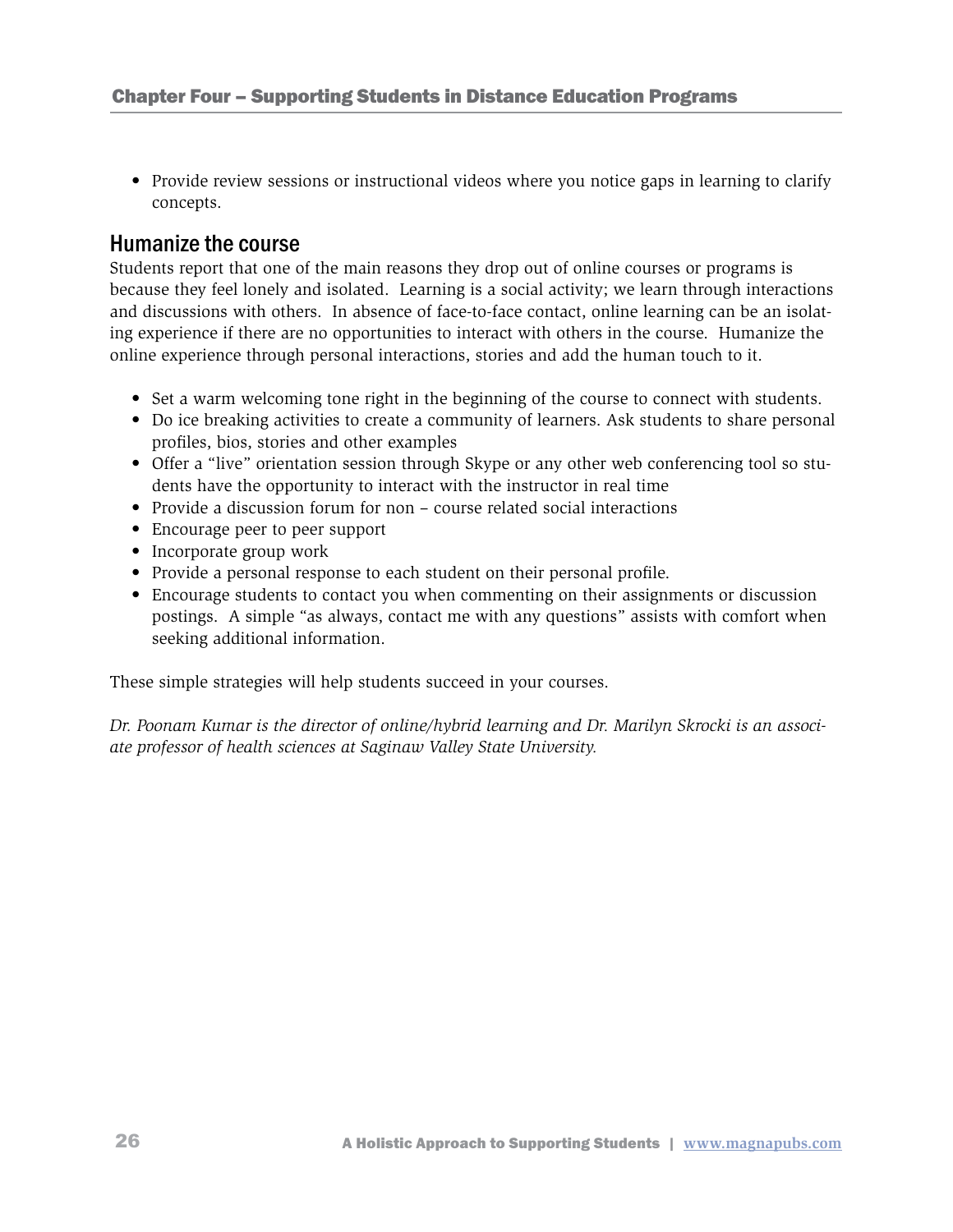- Provide review sessions or instructional videos where you notice gaps in learning to clarify concepts.

## Humanize the course

Students report that one of the main reasons they drop out of online courses or programs is because they feel lonely and isolated. Learning is a social activity; we learn through interactions and discussions with others. In absence of face-to-face contact, online learning can be an isolating experience if there are no opportunities to interact with others in the course. Humanize the online experience through personal interactions, stories and add the human touch to it.

- Set a warm welcoming tone right in the beginning of the course to connect with students.
- Do ice breaking activities to create a community of learners. Ask students to share personal profiles, bios, stories and other examples
- Offer a "live" orientation session through Skype or any other web conferencing tool so students have the opportunity to interact with the instructor in real time
- Provide a discussion forum for non – course related social interactions
- Encourage peer to peer support
- Incorporate group work
- Provide a personal response to each student on their personal profile.
- Encourage students to contact you when commenting on their assignments or discussion postings. A simple "as always, contact me with any questions" assists with comfort when seeking additional information.

These simple strategies will help students succeed in your courses.

*Dr. Poonam Kumar is the director of online/hybrid learning and Dr. Marilyn Skrocki is an associate professor of health sciences at Saginaw Valley State University.*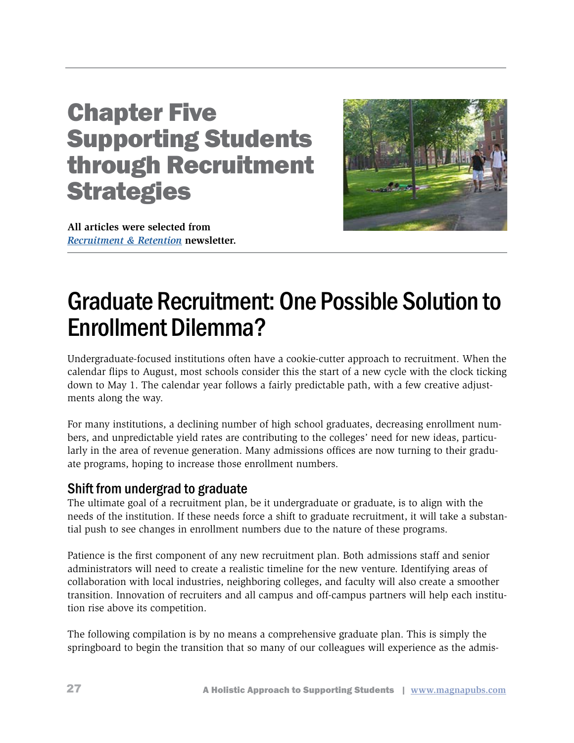# Chapter Five Supporting Students through Recruitment Strategies

**All articles were selected from *Recruitment & Retention* newsletter.**

# Graduate Recruitment: One Possible Solution to Enrollment Dilemma?

Undergraduate-focused institutions often have a cookie-cutter approach to recruitment. When the calendar flips to August, most schools consider this the start of a new cycle with the clock ticking down to May 1. The calendar year follows a fairly predictable path, with a few creative adjustments along the way.

For many institutions, a declining number of high school graduates, decreasing enrollment numbers, and unpredictable yield rates are contributing to the colleges' need for new ideas, particularly in the area of revenue generation. Many admissions offices are now turning to their graduate programs, hoping to increase those enrollment numbers.

## Shift from undergrad to graduate

The ultimate goal of a recruitment plan, be it undergraduate or graduate, is to align with the needs of the institution. If these needs force a shift to graduate recruitment, it will take a substantial push to see changes in enrollment numbers due to the nature of these programs.

Patience is the first component of any new recruitment plan. Both admissions staff and senior administrators will need to create a realistic timeline for the new venture. Identifying areas of collaboration with local industries, neighboring colleges, and faculty will also create a smoother transition. Innovation of recruiters and all campus and off-campus partners will help each institution rise above its competition.

The following compilation is by no means a comprehensive graduate plan. This is simply the springboard to begin the transition that so many of our colleagues will experience as the admis-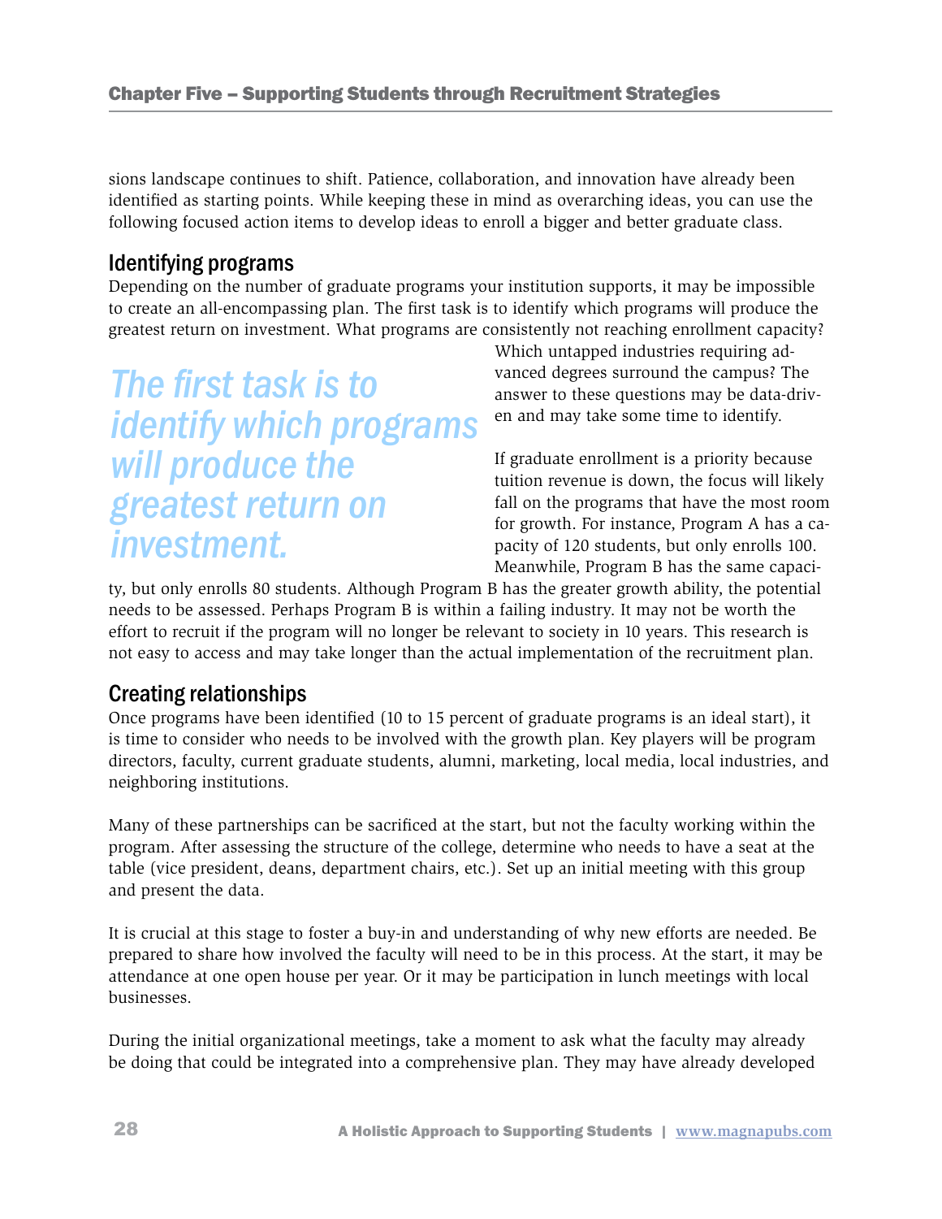sions landscape continues to shift. Patience, collaboration, and innovation have already been identified as starting points. While keeping these in mind as overarching ideas, you can use the following focused action items to develop ideas to enroll a bigger and better graduate class.

## Identifying programs

Depending on the number of graduate programs your institution supports, it may be impossible to create an all-encompassing plan. The first task is to identify which programs will produce the greatest return on investment. What programs are consistently not reaching enrollment capacity? Which untapped industries requiring advanced degrees surround the campus? The answer to these questions may be data-driven and may take some time to identify.

> *The first task is to identify which programs will produce the greatest return on investment.*

If graduate enrollment is a priority because tuition revenue is down, the focus will likely fall on the programs that have the most room for growth. For instance, Program A has a capacity of 120 students, but only enrolls 100. Meanwhile, Program B has the same capacity, but only enrolls 80 students. Although Program B has the greater growth ability, the potential needs to be assessed. Perhaps Program B is within a failing industry. It may not be worth the effort to recruit if the program will no longer be relevant to society in 10 years. This research is not easy to access and may take longer than the actual implementation of the recruitment plan.

## Creating relationships

Once programs have been identified (10 to 15 percent of graduate programs is an ideal start), it is time to consider who needs to be involved with the growth plan. Key players will be program directors, faculty, current graduate students, alumni, marketing, local media, local industries, and neighboring institutions.

Many of these partnerships can be sacrificed at the start, but not the faculty working within the program. After assessing the structure of the college, determine who needs to have a seat at the table (vice president, deans, department chairs, etc.). Set up an initial meeting with this group and present the data.

It is crucial at this stage to foster a buy-in and understanding of why new efforts are needed. Be prepared to share how involved the faculty will need to be in this process. At the start, it may be attendance at one open house per year. Or it may be participation in lunch meetings with local businesses.

During the initial organizational meetings, take a moment to ask what the faculty may already be doing that could be integrated into a comprehensive plan. They may have already developed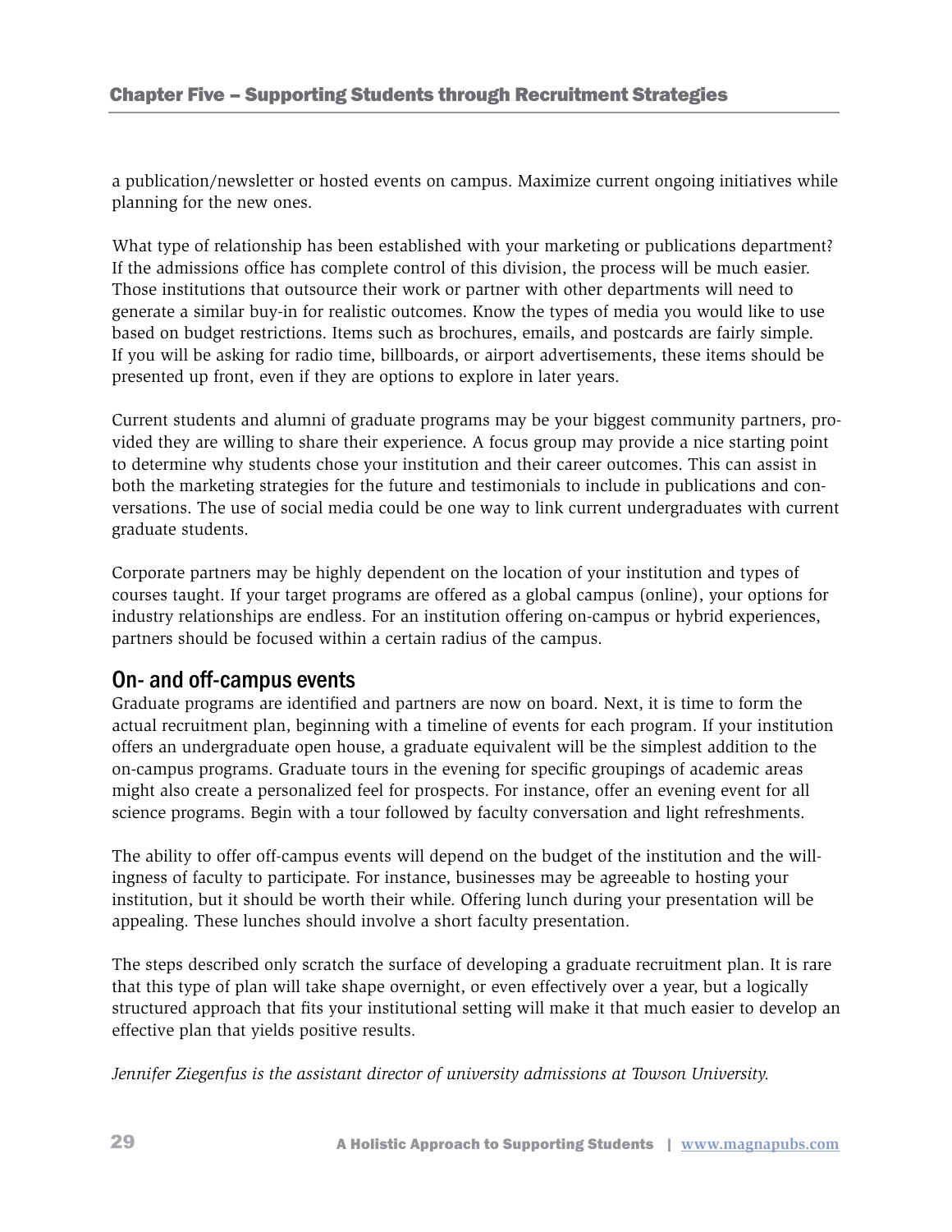a publication/newsletter or hosted events on campus. Maximize current ongoing initiatives while planning for the new ones.

What type of relationship has been established with your marketing or publications department? If the admissions office has complete control of this division, the process will be much easier. Those institutions that outsource their work or partner with other departments will need to generate a similar buy-in for realistic outcomes. Know the types of media you would like to use based on budget restrictions. Items such as brochures, emails, and postcards are fairly simple. If you will be asking for radio time, billboards, or airport advertisements, these items should be presented up front, even if they are options to explore in later years.

Current students and alumni of graduate programs may be your biggest community partners, provided they are willing to share their experience. A focus group may provide a nice starting point to determine why students chose your institution and their career outcomes. This can assist in both the marketing strategies for the future and testimonials to include in publications and conversations. The use of social media could be one way to link current undergraduates with current graduate students.

Corporate partners may be highly dependent on the location of your institution and types of courses taught. If your target programs are offered as a global campus (online), your options for industry relationships are endless. For an institution offering on-campus or hybrid experiences, partners should be focused within a certain radius of the campus.

## On- and off-campus events

Graduate programs are identified and partners are now on board. Next, it is time to form the actual recruitment plan, beginning with a timeline of events for each program. If your institution offers an undergraduate open house, a graduate equivalent will be the simplest addition to the on-campus programs. Graduate tours in the evening for specific groupings of academic areas might also create a personalized feel for prospects. For instance, offer an evening event for all science programs. Begin with a tour followed by faculty conversation and light refreshments.

The ability to offer off-campus events will depend on the budget of the institution and the willingness of faculty to participate. For instance, businesses may be agreeable to hosting your institution, but it should be worth their while. Offering lunch during your presentation will be appealing. These lunches should involve a short faculty presentation.

The steps described only scratch the surface of developing a graduate recruitment plan. It is rare that this type of plan will take shape overnight, or even effectively over a year, but a logically structured approach that fits your institutional setting will make it that much easier to develop an effective plan that yields positive results.

*Jennifer Ziegenfus is the assistant director of university admissions at Towson University.*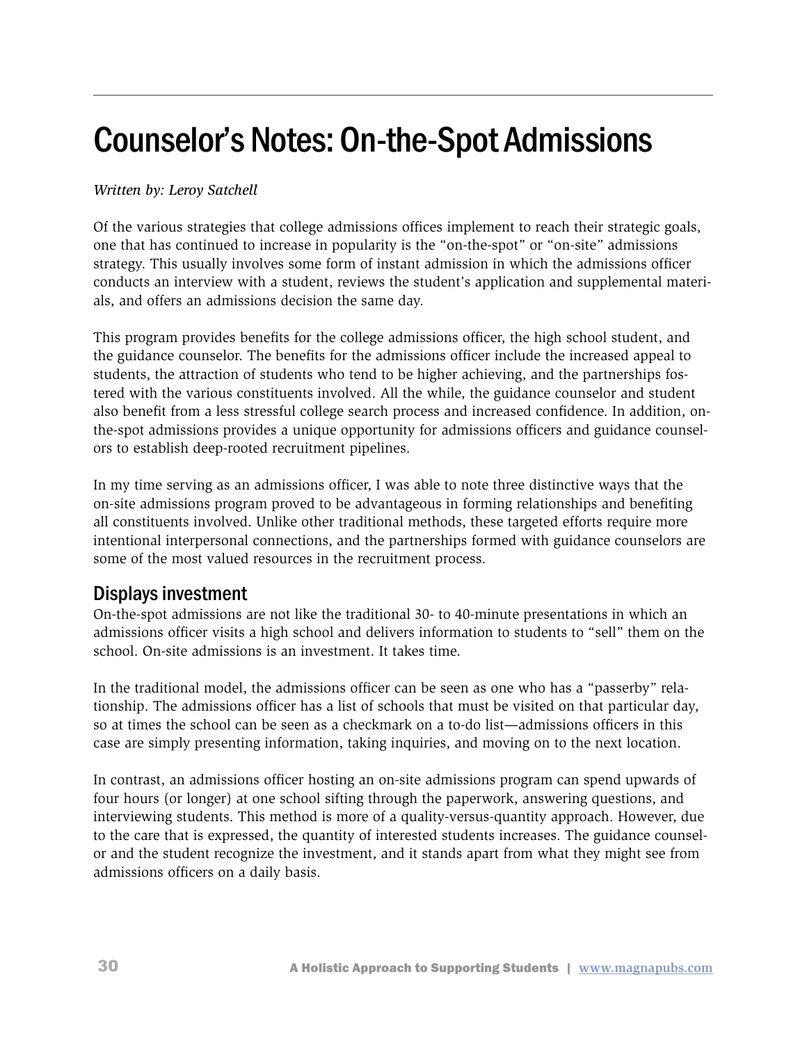# Counselor's Notes: On-the-Spot Admissions

*Written by: Leroy Satchell*

Of the various strategies that college admissions offices implement to reach their strategic goals, one that has continued to increase in popularity is the "on-the-spot" or "on-site" admissions strategy. This usually involves some form of instant admission in which the admissions officer conducts an interview with a student, reviews the student's application and supplemental materials, and offers an admissions decision the same day.

This program provides benefits for the college admissions officer, the high school student, and the guidance counselor. The benefits for the admissions officer include the increased appeal to students, the attraction of students who tend to be higher achieving, and the partnerships fostered with the various constituents involved. All the while, the guidance counselor and student also benefit from a less stressful college search process and increased confidence. In addition, on-the-spot admissions provides a unique opportunity for admissions officers and guidance counselors to establish deep-rooted recruitment pipelines.

In my time serving as an admissions officer, I was able to note three distinctive ways that the on-site admissions program proved to be advantageous in forming relationships and benefiting all constituents involved. Unlike other traditional methods, these targeted efforts require more intentional interpersonal connections, and the partnerships formed with guidance counselors are some of the most valued resources in the recruitment process.

## Displays investment

On-the-spot admissions are not like the traditional 30- to 40-minute presentations in which an admissions officer visits a high school and delivers information to students to "sell" them on the school. On-site admissions is an investment. It takes time.

In the traditional model, the admissions officer can be seen as one who has a "passerby" relationship. The admissions officer has a list of schools that must be visited on that particular day, so at times the school can be seen as a checkmark on a to-do list—admissions officers in this case are simply presenting information, taking inquiries, and moving on to the next location.

In contrast, an admissions officer hosting an on-site admissions program can spend upwards of four hours (or longer) at one school sifting through the paperwork, answering questions, and interviewing students. This method is more of a quality-versus-quantity approach. However, due to the care that is expressed, the quantity of interested students increases. The guidance counselor and the student recognize the investment, and it stands apart from what they might see from admissions officers on a daily basis.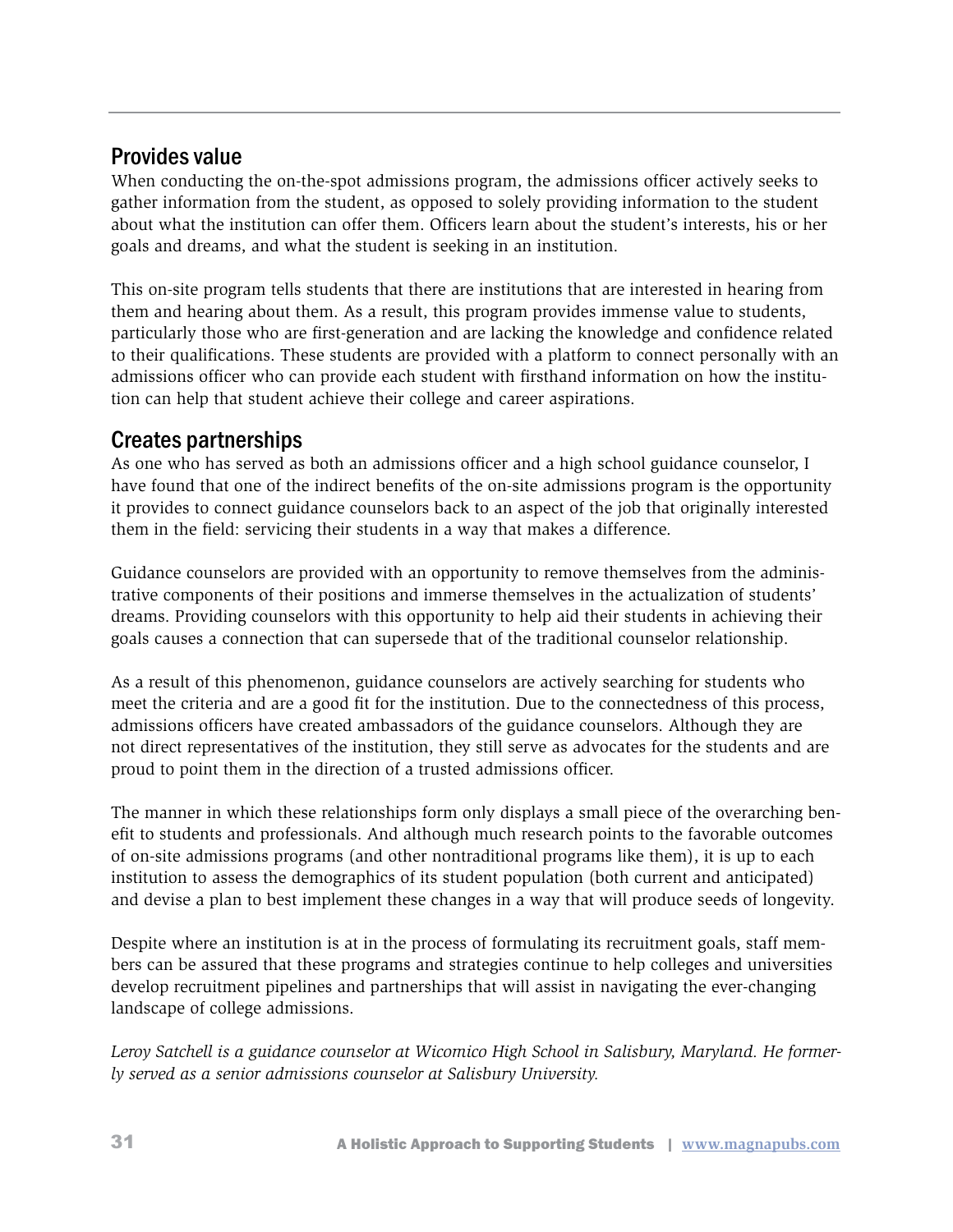## Provides value

When conducting the on-the-spot admissions program, the admissions officer actively seeks to gather information from the student, as opposed to solely providing information to the student about what the institution can offer them. Officers learn about the student's interests, his or her goals and dreams, and what the student is seeking in an institution.

This on-site program tells students that there are institutions that are interested in hearing from them and hearing about them. As a result, this program provides immense value to students, particularly those who are first-generation and are lacking the knowledge and confidence related to their qualifications. These students are provided with a platform to connect personally with an admissions officer who can provide each student with firsthand information on how the institution can help that student achieve their college and career aspirations.

## Creates partnerships

As one who has served as both an admissions officer and a high school guidance counselor, I have found that one of the indirect benefits of the on-site admissions program is the opportunity it provides to connect guidance counselors back to an aspect of the job that originally interested them in the field: servicing their students in a way that makes a difference.

Guidance counselors are provided with an opportunity to remove themselves from the administrative components of their positions and immerse themselves in the actualization of students' dreams. Providing counselors with this opportunity to help aid their students in achieving their goals causes a connection that can supersede that of the traditional counselor relationship.

As a result of this phenomenon, guidance counselors are actively searching for students who meet the criteria and are a good fit for the institution. Due to the connectedness of this process, admissions officers have created ambassadors of the guidance counselors. Although they are not direct representatives of the institution, they still serve as advocates for the students and are proud to point them in the direction of a trusted admissions officer.

The manner in which these relationships form only displays a small piece of the overarching benefit to students and professionals. And although much research points to the favorable outcomes of on-site admissions programs (and other nontraditional programs like them), it is up to each institution to assess the demographics of its student population (both current and anticipated) and devise a plan to best implement these changes in a way that will produce seeds of longevity.

Despite where an institution is at in the process of formulating its recruitment goals, staff members can be assured that these programs and strategies continue to help colleges and universities develop recruitment pipelines and partnerships that will assist in navigating the ever-changing landscape of college admissions.

*Leroy Satchell is a guidance counselor at Wicomico High School in Salisbury, Maryland. He formerly served as a senior admissions counselor at Salisbury University.*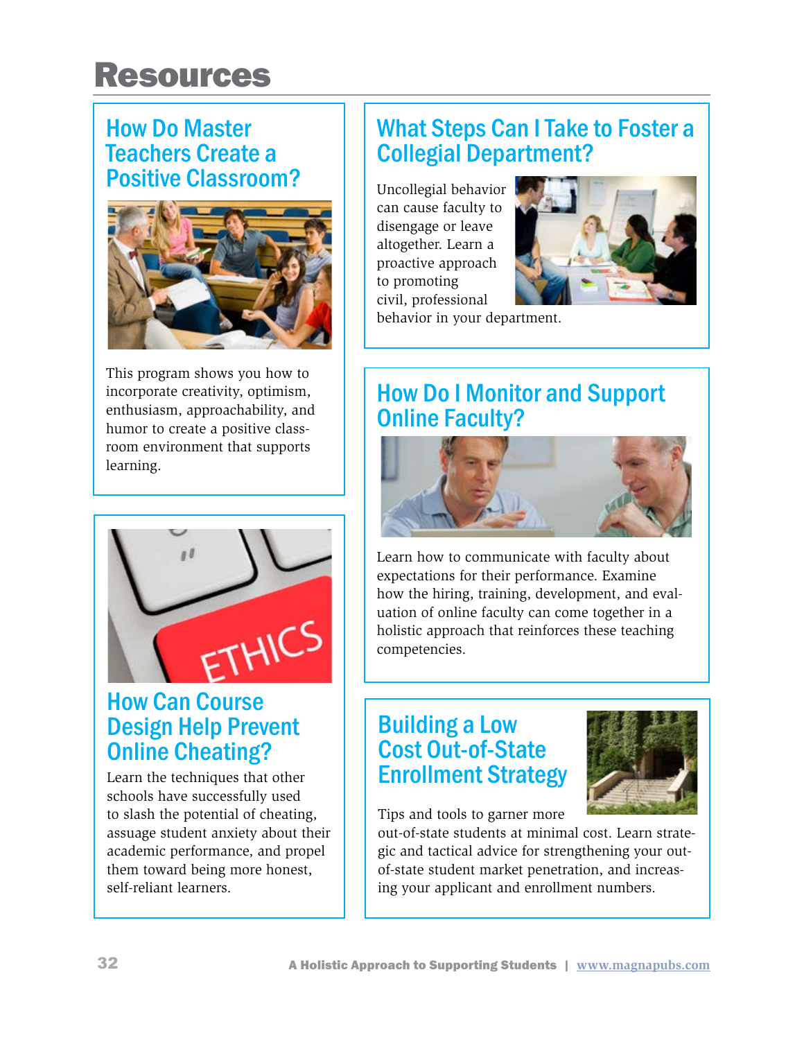# Resources

## How Do Master Teachers Create a Positive Classroom?

This program shows you how to incorporate creativity, optimism, enthusiasm, approachability, and humor to create a positive classroom environment that supports learning.

## How Can Course Design Help Prevent Online Cheating?

Learn the techniques that other schools have successfully used to slash the potential of cheating, assuage student anxiety about their academic performance, and propel them toward being more honest, self-reliant learners.

## What Steps Can I Take to Foster a Collegial Department?

Uncollegial behavior can cause faculty to disengage or leave altogether. Learn a proactive approach to promoting civil, professional behavior in your department.

## How Do I Monitor and Support Online Faculty?

Learn how to communicate with faculty about expectations for their performance. Examine how the hiring, training, development, and evaluation of online faculty can come together in a holistic approach that reinforces these teaching competencies.

## Building a Low Cost Out-of-State Enrollment Strategy

Tips and tools to garner more out-of-state students at minimal cost. Learn strategic and tactical advice for strengthening your out-of-state student market penetration, and increasing your applicant and enrollment numbers.